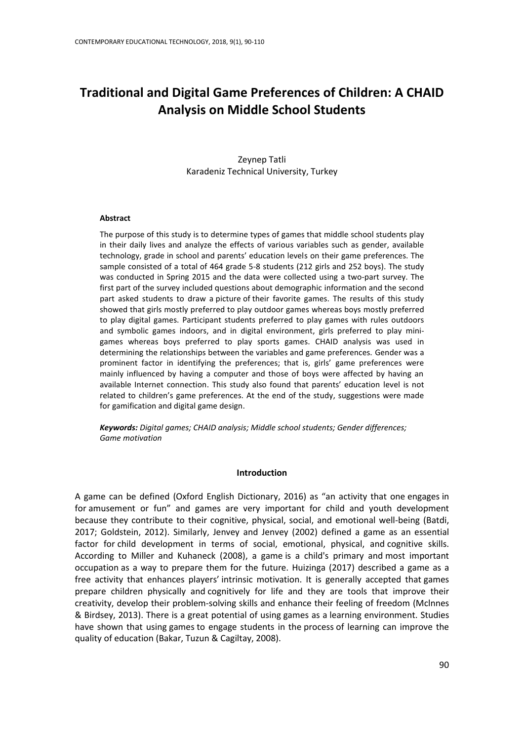# Traditional and Digital Game Preferences of Children: A CHAID Analysis on Middle School Students

Zeynep Tatli
Karadeniz Technical University, Turkey

#### Abstract

The purpose of this study is to determine types of games that middle school students play in their daily lives and analyze the effects of various variables such as gender, available technology, grade in school and parents' education levels on their game preferences. The sample consisted of a total of 464 grade 5-8 students (212 girls and 252 boys). The study was conducted in Spring 2015 and the data were collected using a two-part survey. The first part of the survey included questions about demographic information and the second part asked students to draw a picture of their favorite games. The results of this study showed that girls mostly preferred to play outdoor games whereas boys mostly preferred to play digital games. Participant students preferred to play games with rules outdoors and symbolic games indoors, and in digital environment, girls preferred to play mini-games whereas boys preferred to play sports games. CHAID analysis was used in determining the relationships between the variables and game preferences. Gender was a prominent factor in identifying the preferences; that is, girls' game preferences were mainly influenced by having a computer and those of boys were affected by having an available Internet connection. This study also found that parents' education level is not related to children's game preferences. At the end of the study, suggestions were made for gamification and digital game design.

***Keywords:*** *Digital games; CHAID analysis; Middle school students; Gender differences; Game motivation*

## Introduction

A game can be defined (Oxford English Dictionary, 2016) as "an activity that one engages in for amusement or fun" and games are very important for child and youth development because they contribute to their cognitive, physical, social, and emotional well-being (Batdi, 2017; Goldstein, 2012). Similarly, Jenvey and Jenvey (2002) defined a game as an essential factor for child development in terms of social, emotional, physical, and cognitive skills. According to Miller and Kuhaneck (2008), a game is a child's primary and most important occupation as a way to prepare them for the future. Huizinga (2017) described a game as a free activity that enhances players' intrinsic motivation. It is generally accepted that games prepare children physically and cognitively for life and they are tools that improve their creativity, develop their problem-solving skills and enhance their feeling of freedom (Mclnnes & Birdsey, 2013). There is a great potential of using games as a learning environment. Studies have shown that using games to engage students in the process of learning can improve the quality of education (Bakar, Tuzun & Cagiltay, 2008).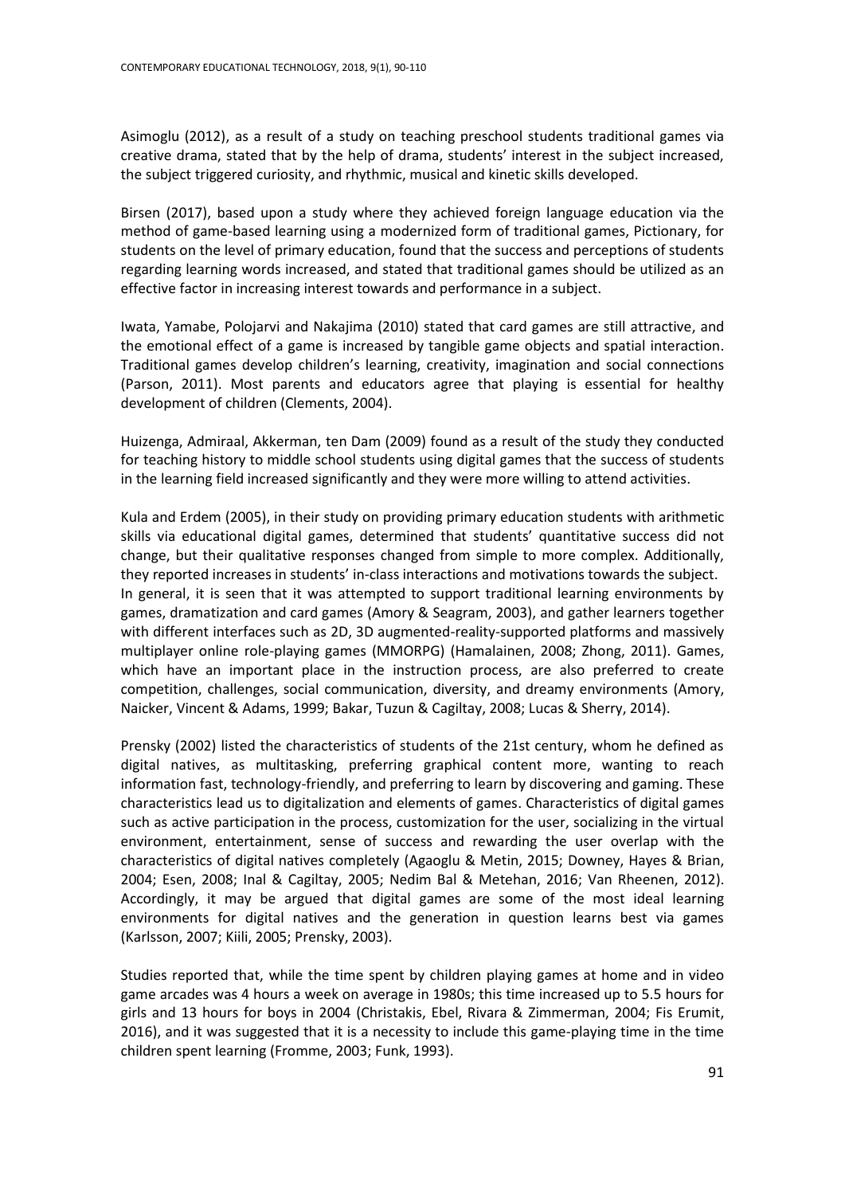Asimoglu (2012), as a result of a study on teaching preschool students traditional games via creative drama, stated that by the help of drama, students' interest in the subject increased, the subject triggered curiosity, and rhythmic, musical and kinetic skills developed.

Birsen (2017), based upon a study where they achieved foreign language education via the method of game-based learning using a modernized form of traditional games, Pictionary, for students on the level of primary education, found that the success and perceptions of students regarding learning words increased, and stated that traditional games should be utilized as an effective factor in increasing interest towards and performance in a subject.

Iwata, Yamabe, Polojarvi and Nakajima (2010) stated that card games are still attractive, and the emotional effect of a game is increased by tangible game objects and spatial interaction. Traditional games develop children's learning, creativity, imagination and social connections (Parson, 2011). Most parents and educators agree that playing is essential for healthy development of children (Clements, 2004).

Huizenga, Admiraal, Akkerman, ten Dam (2009) found as a result of the study they conducted for teaching history to middle school students using digital games that the success of students in the learning field increased significantly and they were more willing to attend activities.

Kula and Erdem (2005), in their study on providing primary education students with arithmetic skills via educational digital games, determined that students' quantitative success did not change, but their qualitative responses changed from simple to more complex. Additionally, they reported increases in students' in-class interactions and motivations towards the subject. In general, it is seen that it was attempted to support traditional learning environments by games, dramatization and card games (Amory & Seagram, 2003), and gather learners together with different interfaces such as 2D, 3D augmented-reality-supported platforms and massively multiplayer online role-playing games (MMORPG) (Hamalainen, 2008; Zhong, 2011). Games, which have an important place in the instruction process, are also preferred to create competition, challenges, social communication, diversity, and dreamy environments (Amory, Naicker, Vincent & Adams, 1999; Bakar, Tuzun & Cagiltay, 2008; Lucas & Sherry, 2014).

Prensky (2002) listed the characteristics of students of the 21st century, whom he defined as digital natives, as multitasking, preferring graphical content more, wanting to reach information fast, technology-friendly, and preferring to learn by discovering and gaming. These characteristics lead us to digitalization and elements of games. Characteristics of digital games such as active participation in the process, customization for the user, socializing in the virtual environment, entertainment, sense of success and rewarding the user overlap with the characteristics of digital natives completely (Agaoglu & Metin, 2015; Downey, Hayes & Brian, 2004; Esen, 2008; Inal & Cagiltay, 2005; Nedim Bal & Metehan, 2016; Van Rheenen, 2012). Accordingly, it may be argued that digital games are some of the most ideal learning environments for digital natives and the generation in question learns best via games (Karlsson, 2007; Kiili, 2005; Prensky, 2003).

Studies reported that, while the time spent by children playing games at home and in video game arcades was 4 hours a week on average in 1980s; this time increased up to 5.5 hours for girls and 13 hours for boys in 2004 (Christakis, Ebel, Rivara & Zimmerman, 2004; Fis Erumit, 2016), and it was suggested that it is a necessity to include this game-playing time in the time children spent learning (Fromme, 2003; Funk, 1993).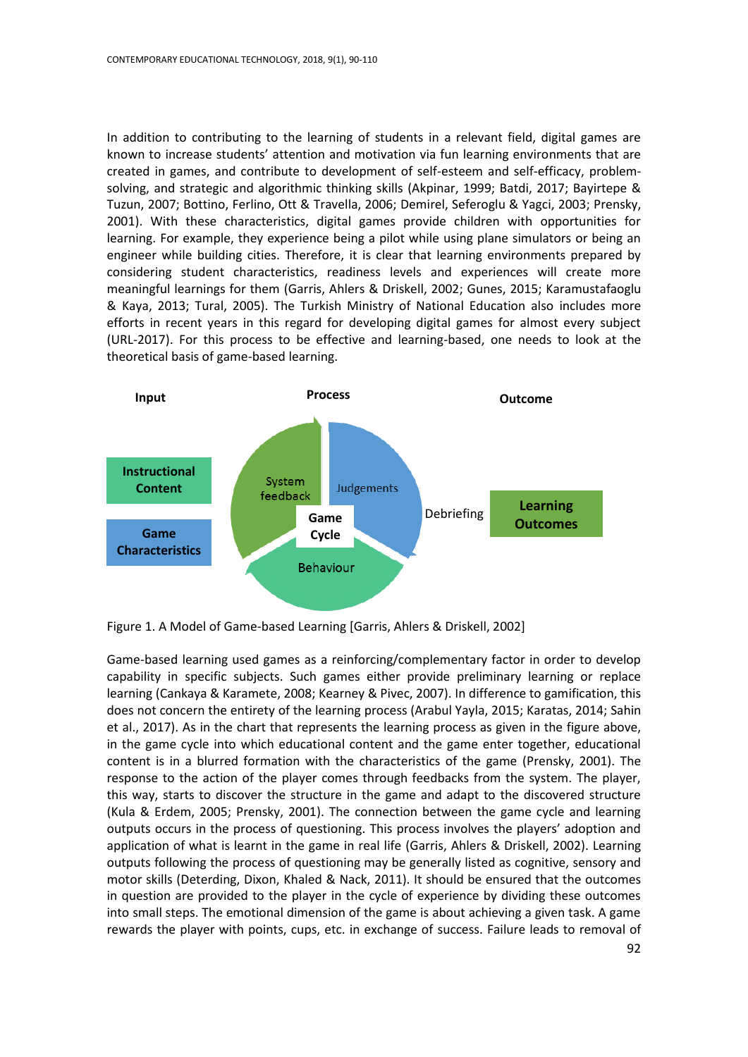In addition to contributing to the learning of students in a relevant field, digital games are known to increase students' attention and motivation via fun learning environments that are created in games, and contribute to development of self-esteem and self-efficacy, problem-solving, and strategic and algorithmic thinking skills (Akpinar, 1999; Batdi, 2017; Bayirtepe & Tuzun, 2007; Bottino, Ferlino, Ott & Travella, 2006; Demirel, Seferoglu & Yagci, 2003; Prensky, 2001). With these characteristics, digital games provide children with opportunities for learning. For example, they experience being a pilot while using plane simulators or being an engineer while building cities. Therefore, it is clear that learning environments prepared by considering student characteristics, readiness levels and experiences will create more meaningful learnings for them (Garris, Ahlers & Driskell, 2002; Gunes, 2015; Karamustafaoglu & Kaya, 2013; Tural, 2005). The Turkish Ministry of National Education also includes more efforts in recent years in this regard for developing digital games for almost every subject (URL-2017). For this process to be effective and learning-based, one needs to look at the theoretical basis of game-based learning.

Figure 1. A Model of Game-based Learning [Garris, Ahlers & Driskell, 2002]

Game-based learning used games as a reinforcing/complementary factor in order to develop capability in specific subjects. Such games either provide preliminary learning or replace learning (Cankaya & Karamete, 2008; Kearney & Pivec, 2007). In difference to gamification, this does not concern the entirety of the learning process (Arabul Yayla, 2015; Karatas, 2014; Sahin et al., 2017). As in the chart that represents the learning process as given in the figure above, in the game cycle into which educational content and the game enter together, educational content is in a blurred formation with the characteristics of the game (Prensky, 2001). The response to the action of the player comes through feedbacks from the system. The player, this way, starts to discover the structure in the game and adapt to the discovered structure (Kula & Erdem, 2005; Prensky, 2001). The connection between the game cycle and learning outputs occurs in the process of questioning. This process involves the players' adoption and application of what is learnt in the game in real life (Garris, Ahlers & Driskell, 2002). Learning outputs following the process of questioning may be generally listed as cognitive, sensory and motor skills (Deterding, Dixon, Khaled & Nack, 2011). It should be ensured that the outcomes in question are provided to the player in the cycle of experience by dividing these outcomes into small steps. The emotional dimension of the game is about achieving a given task. A game rewards the player with points, cups, etc. in exchange of success. Failure leads to removal of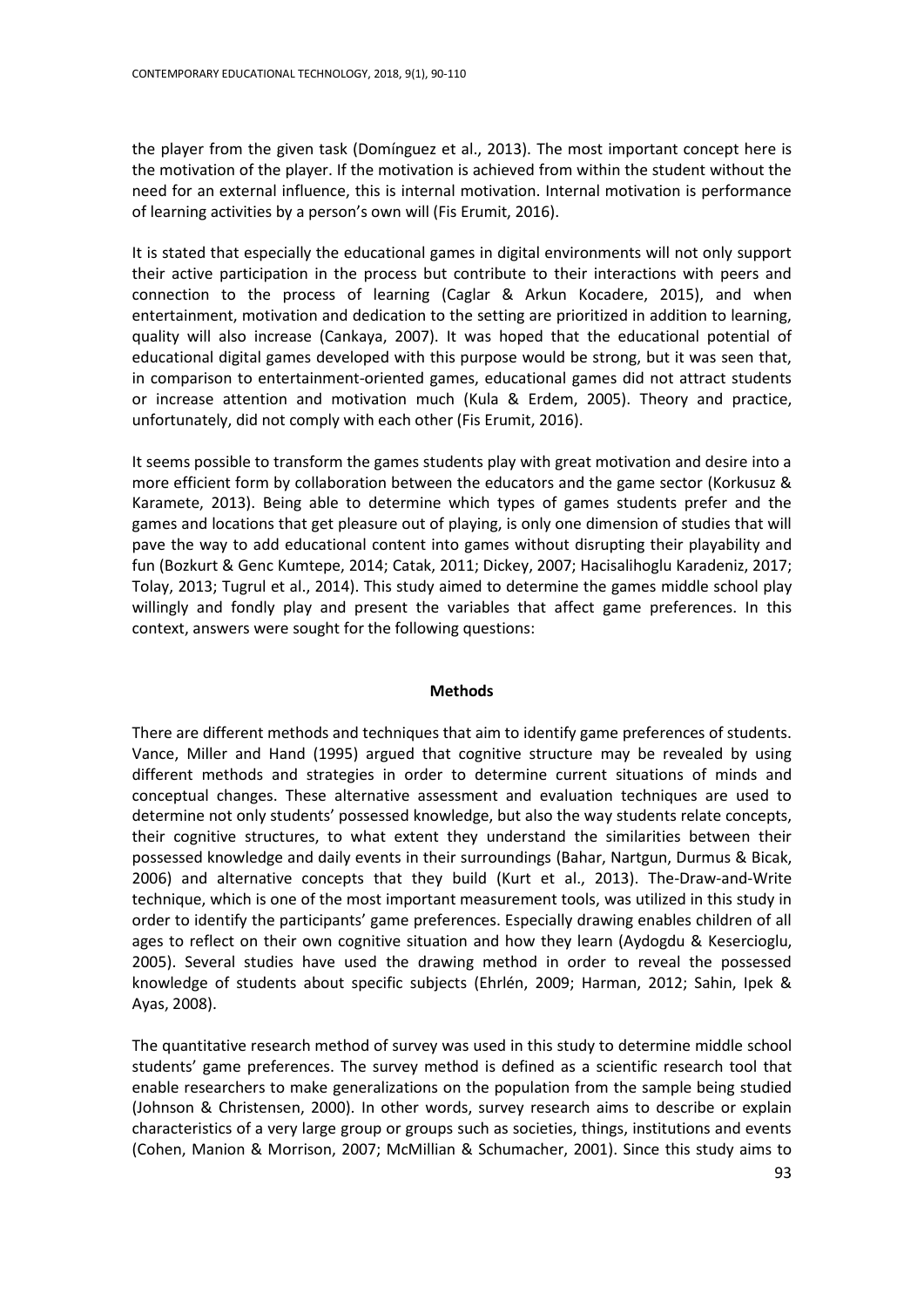the player from the given task (Domínguez et al., 2013). The most important concept here is the motivation of the player. If the motivation is achieved from within the student without the need for an external influence, this is internal motivation. Internal motivation is performance of learning activities by a person's own will (Fis Erumit, 2016).

It is stated that especially the educational games in digital environments will not only support their active participation in the process but contribute to their interactions with peers and connection to the process of learning (Caglar & Arkun Kocadere, 2015), and when entertainment, motivation and dedication to the setting are prioritized in addition to learning, quality will also increase (Cankaya, 2007). It was hoped that the educational potential of educational digital games developed with this purpose would be strong, but it was seen that, in comparison to entertainment-oriented games, educational games did not attract students or increase attention and motivation much (Kula & Erdem, 2005). Theory and practice, unfortunately, did not comply with each other (Fis Erumit, 2016).

It seems possible to transform the games students play with great motivation and desire into a more efficient form by collaboration between the educators and the game sector (Korkusuz & Karamete, 2013). Being able to determine which types of games students prefer and the games and locations that get pleasure out of playing, is only one dimension of studies that will pave the way to add educational content into games without disrupting their playability and fun (Bozkurt & Genc Kumtepe, 2014; Catak, 2011; Dickey, 2007; Hacisalihoglu Karadeniz, 2017; Tolay, 2013; Tugrul et al., 2014). This study aimed to determine the games middle school play willingly and fondly play and present the variables that affect game preferences. In this context, answers were sought for the following questions:

## Methods

There are different methods and techniques that aim to identify game preferences of students. Vance, Miller and Hand (1995) argued that cognitive structure may be revealed by using different methods and strategies in order to determine current situations of minds and conceptual changes. These alternative assessment and evaluation techniques are used to determine not only students' possessed knowledge, but also the way students relate concepts, their cognitive structures, to what extent they understand the similarities between their possessed knowledge and daily events in their surroundings (Bahar, Nartgun, Durmus & Bicak, 2006) and alternative concepts that they build (Kurt et al., 2013). The-Draw-and-Write technique, which is one of the most important measurement tools, was utilized in this study in order to identify the participants' game preferences. Especially drawing enables children of all ages to reflect on their own cognitive situation and how they learn (Aydogdu & Kesercioglu, 2005). Several studies have used the drawing method in order to reveal the possessed knowledge of students about specific subjects (Ehrlén, 2009; Harman, 2012; Sahin, Ipek & Ayas, 2008).

The quantitative research method of survey was used in this study to determine middle school students' game preferences. The survey method is defined as a scientific research tool that enable researchers to make generalizations on the population from the sample being studied (Johnson & Christensen, 2000). In other words, survey research aims to describe or explain characteristics of a very large group or groups such as societies, things, institutions and events (Cohen, Manion & Morrison, 2007; McMillian & Schumacher, 2001). Since this study aims to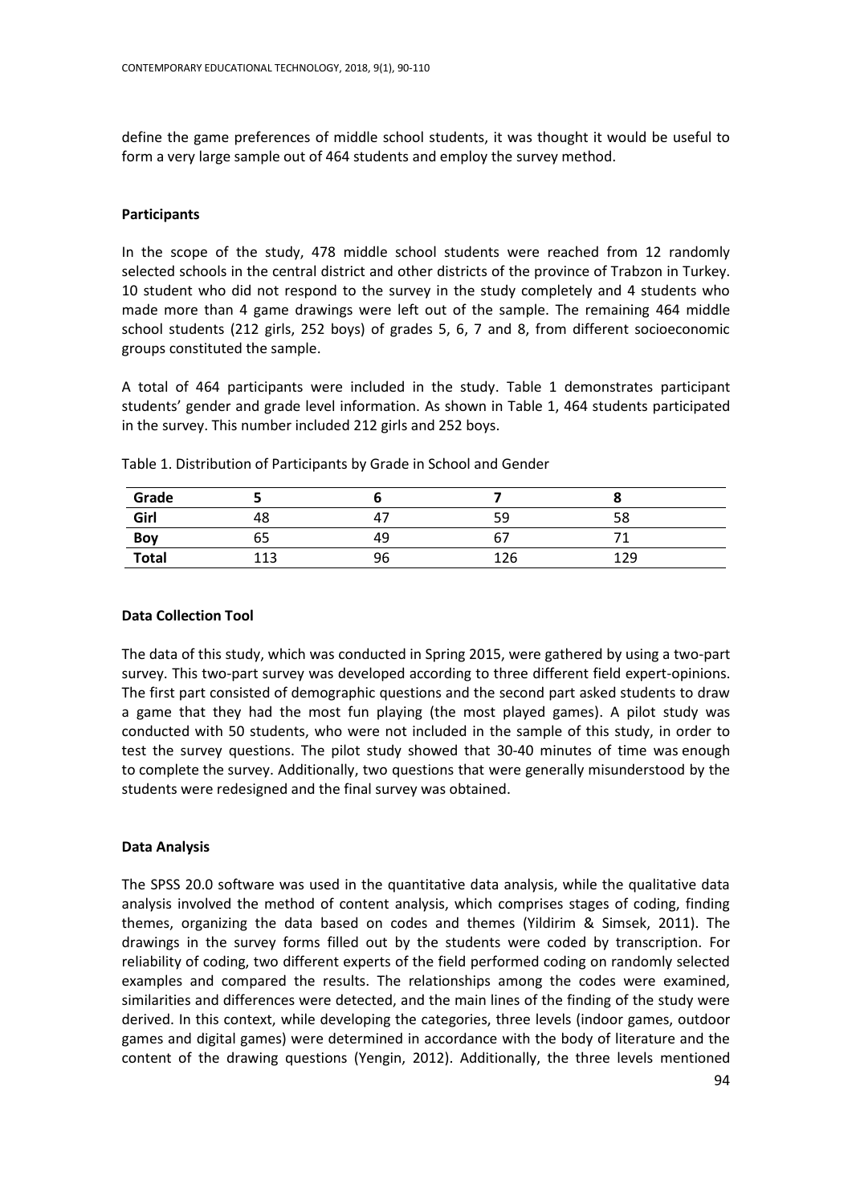define the game preferences of middle school students, it was thought it would be useful to form a very large sample out of 464 students and employ the survey method.

### Participants

In the scope of the study, 478 middle school students were reached from 12 randomly selected schools in the central district and other districts of the province of Trabzon in Turkey. 10 student who did not respond to the survey in the study completely and 4 students who made more than 4 game drawings were left out of the sample. The remaining 464 middle school students (212 girls, 252 boys) of grades 5, 6, 7 and 8, from different socioeconomic groups constituted the sample.

A total of 464 participants were included in the study. Table 1 demonstrates participant students' gender and grade level information. As shown in Table 1, 464 students participated in the survey. This number included 212 girls and 252 boys.

Table 1. Distribution of Participants by Grade in School and Gender

| **Grade** | **5** | **6** | **7** | **8** |
|---|---|---|---|---|
| **Girl** | 48 | 47 | 59 | 58 |
| **Boy** | 65 | 49 | 67 | 71 |
| **Total** | 113 | 96 | 126 | 129 |

### Data Collection Tool

The data of this study, which was conducted in Spring 2015, were gathered by using a two-part survey. This two-part survey was developed according to three different field expert-opinions. The first part consisted of demographic questions and the second part asked students to draw a game that they had the most fun playing (the most played games). A pilot study was conducted with 50 students, who were not included in the sample of this study, in order to test the survey questions. The pilot study showed that 30-40 minutes of time was enough to complete the survey. Additionally, two questions that were generally misunderstood by the students were redesigned and the final survey was obtained.

### Data Analysis

The SPSS 20.0 software was used in the quantitative data analysis, while the qualitative data analysis involved the method of content analysis, which comprises stages of coding, finding themes, organizing the data based on codes and themes (Yildirim & Simsek, 2011). The drawings in the survey forms filled out by the students were coded by transcription. For reliability of coding, two different experts of the field performed coding on randomly selected examples and compared the results. The relationships among the codes were examined, similarities and differences were detected, and the main lines of the finding of the study were derived. In this context, while developing the categories, three levels (indoor games, outdoor games and digital games) were determined in accordance with the body of literature and the content of the drawing questions (Yengin, 2012). Additionally, the three levels mentioned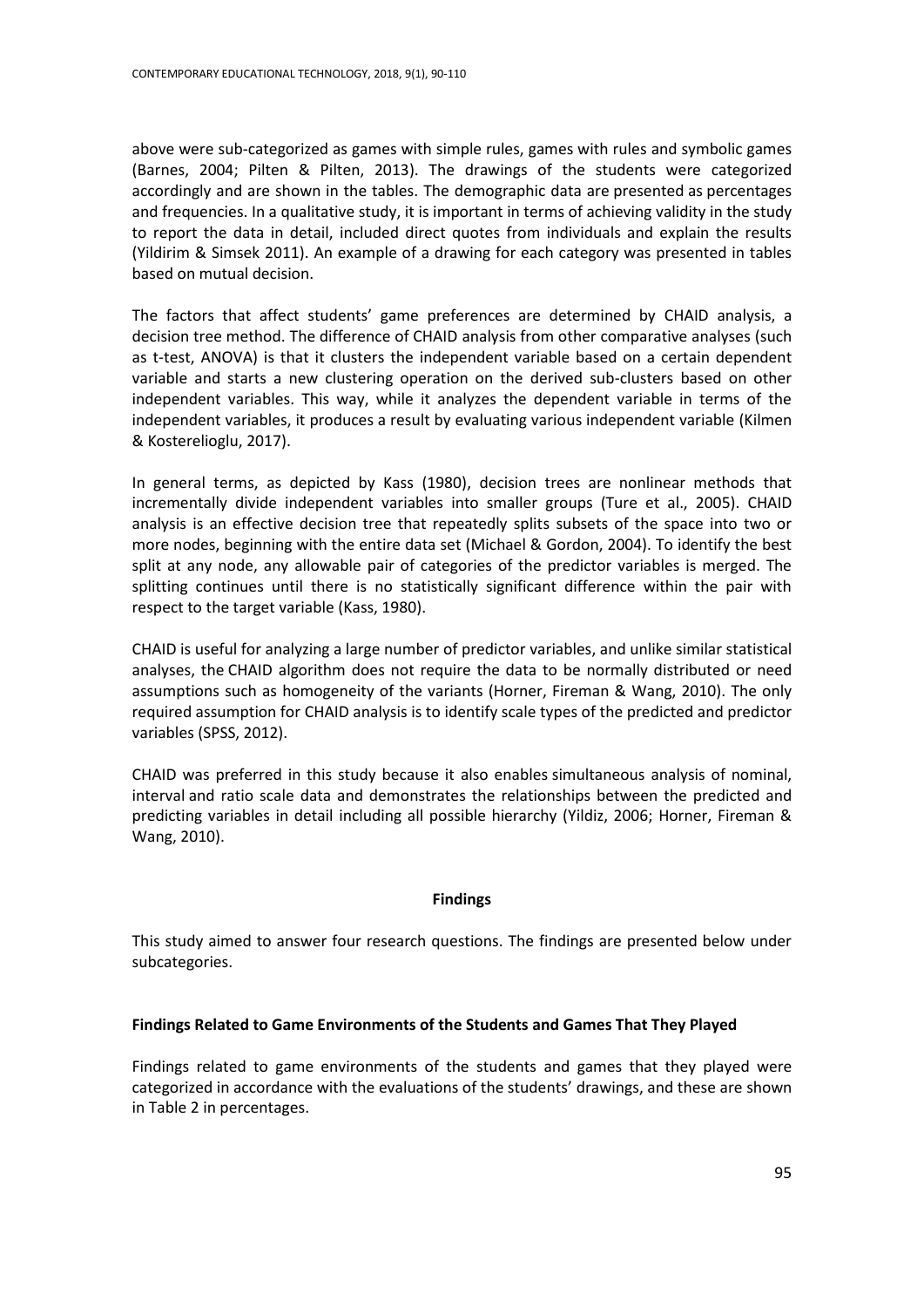above were sub-categorized as games with simple rules, games with rules and symbolic games (Barnes, 2004; Pilten & Pilten, 2013). The drawings of the students were categorized accordingly and are shown in the tables. The demographic data are presented as percentages and frequencies. In a qualitative study, it is important in terms of achieving validity in the study to report the data in detail, included direct quotes from individuals and explain the results (Yildirim & Simsek 2011). An example of a drawing for each category was presented in tables based on mutual decision.

The factors that affect students' game preferences are determined by CHAID analysis, a decision tree method. The difference of CHAID analysis from other comparative analyses (such as t-test, ANOVA) is that it clusters the independent variable based on a certain dependent variable and starts a new clustering operation on the derived sub-clusters based on other independent variables. This way, while it analyzes the dependent variable in terms of the independent variables, it produces a result by evaluating various independent variable (Kilmen & Kosterelioglu, 2017).

In general terms, as depicted by Kass (1980), decision trees are nonlinear methods that incrementally divide independent variables into smaller groups (Ture et al., 2005). CHAID analysis is an effective decision tree that repeatedly splits subsets of the space into two or more nodes, beginning with the entire data set (Michael & Gordon, 2004). To identify the best split at any node, any allowable pair of categories of the predictor variables is merged. The splitting continues until there is no statistically significant difference within the pair with respect to the target variable (Kass, 1980).

CHAID is useful for analyzing a large number of predictor variables, and unlike similar statistical analyses, the CHAID algorithm does not require the data to be normally distributed or need assumptions such as homogeneity of the variants (Horner, Fireman & Wang, 2010). The only required assumption for CHAID analysis is to identify scale types of the predicted and predictor variables (SPSS, 2012).

CHAID was preferred in this study because it also enables simultaneous analysis of nominal, interval and ratio scale data and demonstrates the relationships between the predicted and predicting variables in detail including all possible hierarchy (Yildiz, 2006; Horner, Fireman & Wang, 2010).

## Findings

This study aimed to answer four research questions. The findings are presented below under subcategories.

### Findings Related to Game Environments of the Students and Games That They Played

Findings related to game environments of the students and games that they played were categorized in accordance with the evaluations of the students' drawings, and these are shown in Table 2 in percentages.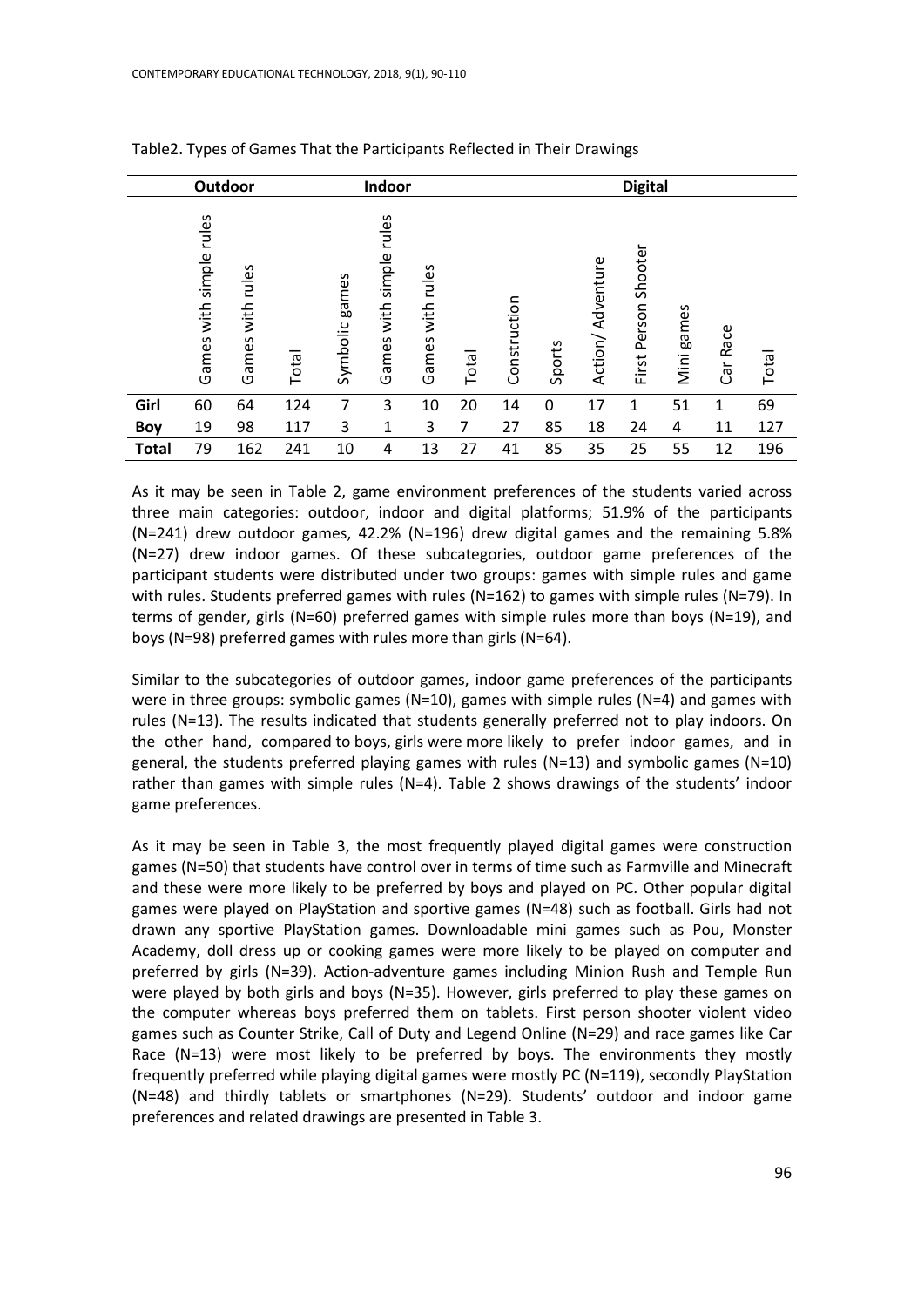Table2. Types of Games That the Participants Reflected in Their Drawings

| | Outdoor | | | Indoor | | | | Digital | | | | | | |
|---|---|---|---|---|---|---|---|---|---|---|---|---|---|---|
| | Games with simple rules | Games with rules | Total | Symbolic games | Games with simple rules | Games with rules | Total | Construction | Sports | Action/ Adventure | First Person Shooter | Mini games | Car Race | Total |
| **Girl** | 60 | 64 | 124 | 7 | 3 | 10 | 20 | 14 | 0 | 17 | 1 | 51 | 1 | 69 |
| **Boy** | 19 | 98 | 117 | 3 | 1 | 3 | 7 | 27 | 85 | 18 | 24 | 4 | 11 | 127 |
| **Total** | 79 | 162 | 241 | 10 | 4 | 13 | 27 | 41 | 85 | 35 | 25 | 55 | 12 | 196 |

As it may be seen in Table 2, game environment preferences of the students varied across three main categories: outdoor, indoor and digital platforms; 51.9% of the participants (N=241) drew outdoor games, 42.2% (N=196) drew digital games and the remaining 5.8% (N=27) drew indoor games. Of these subcategories, outdoor game preferences of the participant students were distributed under two groups: games with simple rules and game with rules. Students preferred games with rules (N=162) to games with simple rules (N=79). In terms of gender, girls (N=60) preferred games with simple rules more than boys (N=19), and boys (N=98) preferred games with rules more than girls (N=64).

Similar to the subcategories of outdoor games, indoor game preferences of the participants were in three groups: symbolic games (N=10), games with simple rules (N=4) and games with rules (N=13). The results indicated that students generally preferred not to play indoors. On the other hand, compared to boys, girls were more likely to prefer indoor games, and in general, the students preferred playing games with rules (N=13) and symbolic games (N=10) rather than games with simple rules (N=4). Table 2 shows drawings of the students' indoor game preferences.

As it may be seen in Table 3, the most frequently played digital games were construction games (N=50) that students have control over in terms of time such as Farmville and Minecraft and these were more likely to be preferred by boys and played on PC. Other popular digital games were played on PlayStation and sportive games (N=48) such as football. Girls had not drawn any sportive PlayStation games. Downloadable mini games such as Pou, Monster Academy, doll dress up or cooking games were more likely to be played on computer and preferred by girls (N=39). Action-adventure games including Minion Rush and Temple Run were played by both girls and boys (N=35). However, girls preferred to play these games on the computer whereas boys preferred them on tablets. First person shooter violent video games such as Counter Strike, Call of Duty and Legend Online (N=29) and race games like Car Race (N=13) were most likely to be preferred by boys. The environments they mostly frequently preferred while playing digital games were mostly PC (N=119), secondly PlayStation (N=48) and thirdly tablets or smartphones (N=29). Students' outdoor and indoor game preferences and related drawings are presented in Table 3.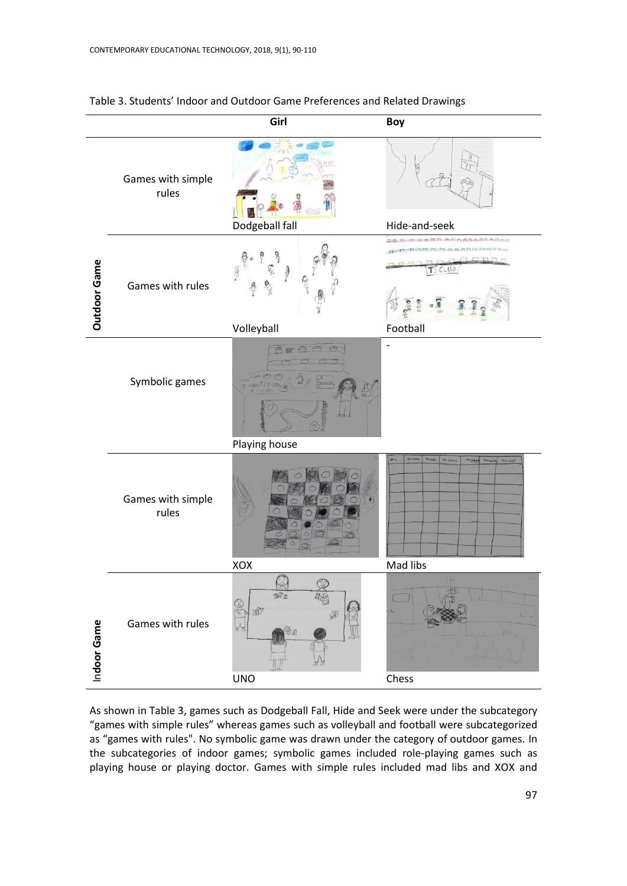Table 3. Students' Indoor and Outdoor Game Preferences and Related Drawings

| | | Girl | Boy |
|---|---|---|---|
| Outdoor Game | Games with simple rules | Dodgeball fall | Hide-and-seek |
| | Games with rules | Volleyball | Football |
| Indoor Game | Symbolic games | Playing house | - |
| | Games with simple rules | XOX | Mad libs |
| | Games with rules | UNO | Chess |

As shown in Table 3, games such as Dodgeball Fall, Hide and Seek were under the subcategory "games with simple rules" whereas games such as volleyball and football were subcategorized as "games with rules". No symbolic game was drawn under the category of outdoor games. In the subcategories of indoor games; symbolic games included role-playing games such as playing house or playing doctor. Games with simple rules included mad libs and XOX and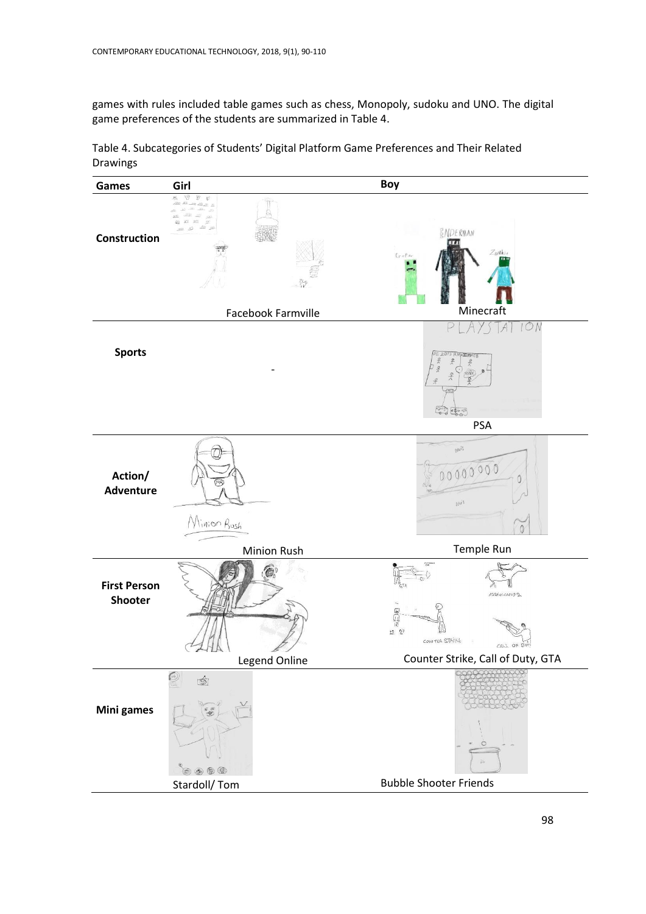games with rules included table games such as chess, Monopoly, sudoku and UNO. The digital game preferences of the students are summarized in Table 4.

Table 4. Subcategories of Students' Digital Platform Game Preferences and Their Related Drawings

| Games | Girl | Boy |
|---|---|---|
| Construction | Facebook Farmville | Minecraft |
| Sports | - | PSA |
| Action/ Adventure | Minion Rush | Temple Run |
| First Person Shooter | Legend Online | Counter Strike, Call of Duty, GTA |
| Mini games | Stardoll/ Tom | Bubble Shooter Friends |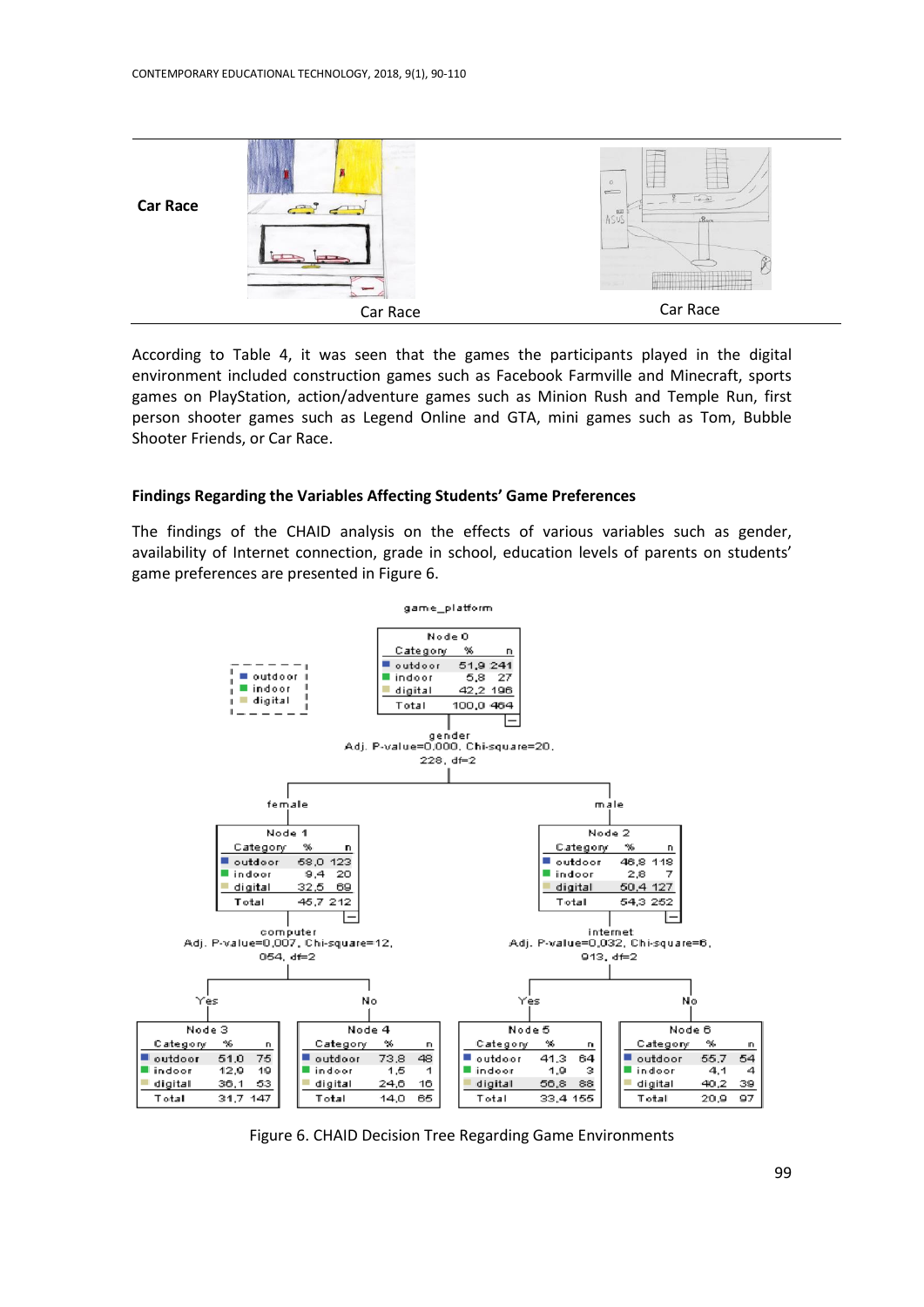| Car Race | | |
|---|---|---|
| | Car Race | Car Race |

According to Table 4, it was seen that the games the participants played in the digital environment included construction games such as Facebook Farmville and Minecraft, sports games on PlayStation, action/adventure games such as Minion Rush and Temple Run, first person shooter games such as Legend Online and GTA, mini games such as Tom, Bubble Shooter Friends, or Car Race.

### Findings Regarding the Variables Affecting Students' Game Preferences

The findings of the CHAID analysis on the effects of various variables such as gender, availability of Internet connection, grade in school, education levels of parents on students' game preferences are presented in Figure 6.

game_platform

**Node 0**

| Category | % | n |
|---|---|---|
| outdoor | 51,9 | 241 |
| indoor | 5,8 | 27 |
| digital | 42,2 | 196 |
| Total | 100,0 | 464 |

gender
Adj. P-value=0,000, Chi-square=20,228, df=2

female:

**Node 1**

| Category | % | n |
|---|---|---|
| outdoor | 58,0 | 123 |
| indoor | 9,4 | 20 |
| digital | 32,5 | 69 |
| Total | 45,7 | 212 |

computer
Adj. P-value=0,007, Chi-square=12,054, df=2

Yes:

**Node 3**

| Category | % | n |
|---|---|---|
| outdoor | 51,0 | 75 |
| indoor | 12,9 | 19 |
| digital | 36,1 | 53 |
| Total | 31,7 | 147 |

No:

**Node 4**

| Category | % | n |
|---|---|---|
| outdoor | 73,8 | 48 |
| indoor | 1,5 | 1 |
| digital | 24,6 | 16 |
| Total | 14,0 | 65 |

male:

**Node 2**

| Category | % | n |
|---|---|---|
| outdoor | 46,8 | 118 |
| indoor | 2,8 | 7 |
| digital | 50,4 | 127 |
| Total | 54,3 | 252 |

internet
Adj. P-value=0,032, Chi-square=6,913, df=2

Yes:

**Node 5**

| Category | % | n |
|---|---|---|
| outdoor | 41,3 | 64 |
| indoor | 1,9 | 3 |
| digital | 56,8 | 88 |
| Total | 33,4 | 155 |

No:

**Node 6**

| Category | % | n |
|---|---|---|
| outdoor | 55,7 | 54 |
| indoor | 4,1 | 4 |
| digital | 40,2 | 39 |
| Total | 20,9 | 97 |

Figure 6. CHAID Decision Tree Regarding Game Environments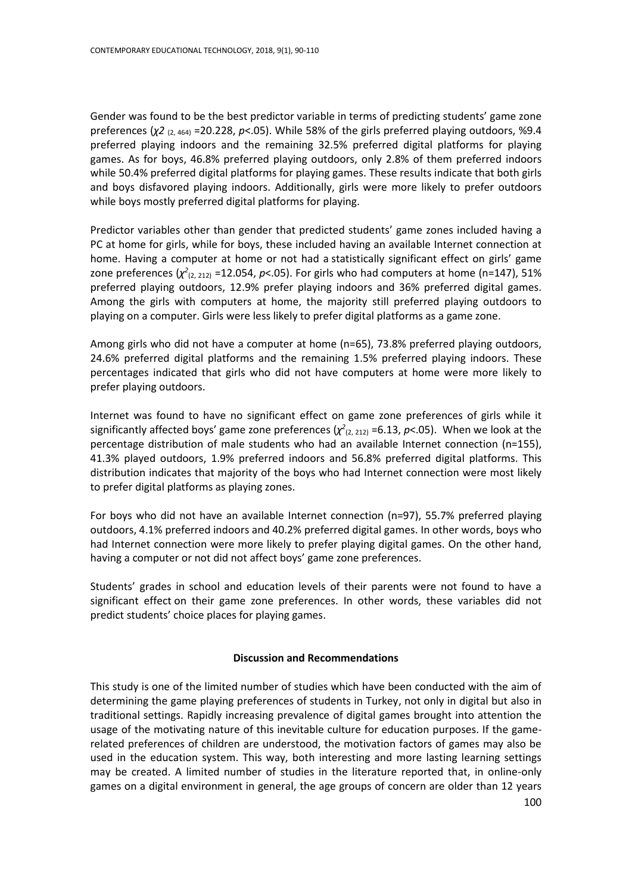Gender was found to be the best predictor variable in terms of predicting students' game zone preferences ($\chi 2_{(2, 464)}$ =20.228, $p$<.05). While 58% of the girls preferred playing outdoors, %9.4 preferred playing indoors and the remaining 32.5% preferred digital platforms for playing games. As for boys, 46.8% preferred playing outdoors, only 2.8% of them preferred indoors while 50.4% preferred digital platforms for playing games. These results indicate that both girls and boys disfavored playing indoors. Additionally, girls were more likely to prefer outdoors while boys mostly preferred digital platforms for playing.

Predictor variables other than gender that predicted students' game zones included having a PC at home for girls, while for boys, these included having an available Internet connection at home. Having a computer at home or not had a statistically significant effect on girls' game zone preferences ($\chi^2_{(2, 212)}$ =12.054, $p$<.05). For girls who had computers at home (n=147), 51% preferred playing outdoors, 12.9% prefer playing indoors and 36% preferred digital games. Among the girls with computers at home, the majority still preferred playing outdoors to playing on a computer. Girls were less likely to prefer digital platforms as a game zone.

Among girls who did not have a computer at home (n=65), 73.8% preferred playing outdoors, 24.6% preferred digital platforms and the remaining 1.5% preferred playing indoors. These percentages indicated that girls who did not have computers at home were more likely to prefer playing outdoors.

Internet was found to have no significant effect on game zone preferences of girls while it significantly affected boys' game zone preferences ($\chi^2_{(2, 212)}$ =6.13, $p$<.05). When we look at the percentage distribution of male students who had an available Internet connection (n=155), 41.3% played outdoors, 1.9% preferred indoors and 56.8% preferred digital platforms. This distribution indicates that majority of the boys who had Internet connection were most likely to prefer digital platforms as playing zones.

For boys who did not have an available Internet connection (n=97), 55.7% preferred playing outdoors, 4.1% preferred indoors and 40.2% preferred digital games. In other words, boys who had Internet connection were more likely to prefer playing digital games. On the other hand, having a computer or not did not affect boys' game zone preferences.

Students' grades in school and education levels of their parents were not found to have a significant effect on their game zone preferences. In other words, these variables did not predict students' choice places for playing games.

## Discussion and Recommendations

This study is one of the limited number of studies which have been conducted with the aim of determining the game playing preferences of students in Turkey, not only in digital but also in traditional settings. Rapidly increasing prevalence of digital games brought into attention the usage of the motivating nature of this inevitable culture for education purposes. If the game-related preferences of children are understood, the motivation factors of games may also be used in the education system. This way, both interesting and more lasting learning settings may be created. A limited number of studies in the literature reported that, in online-only games on a digital environment in general, the age groups of concern are older than 12 years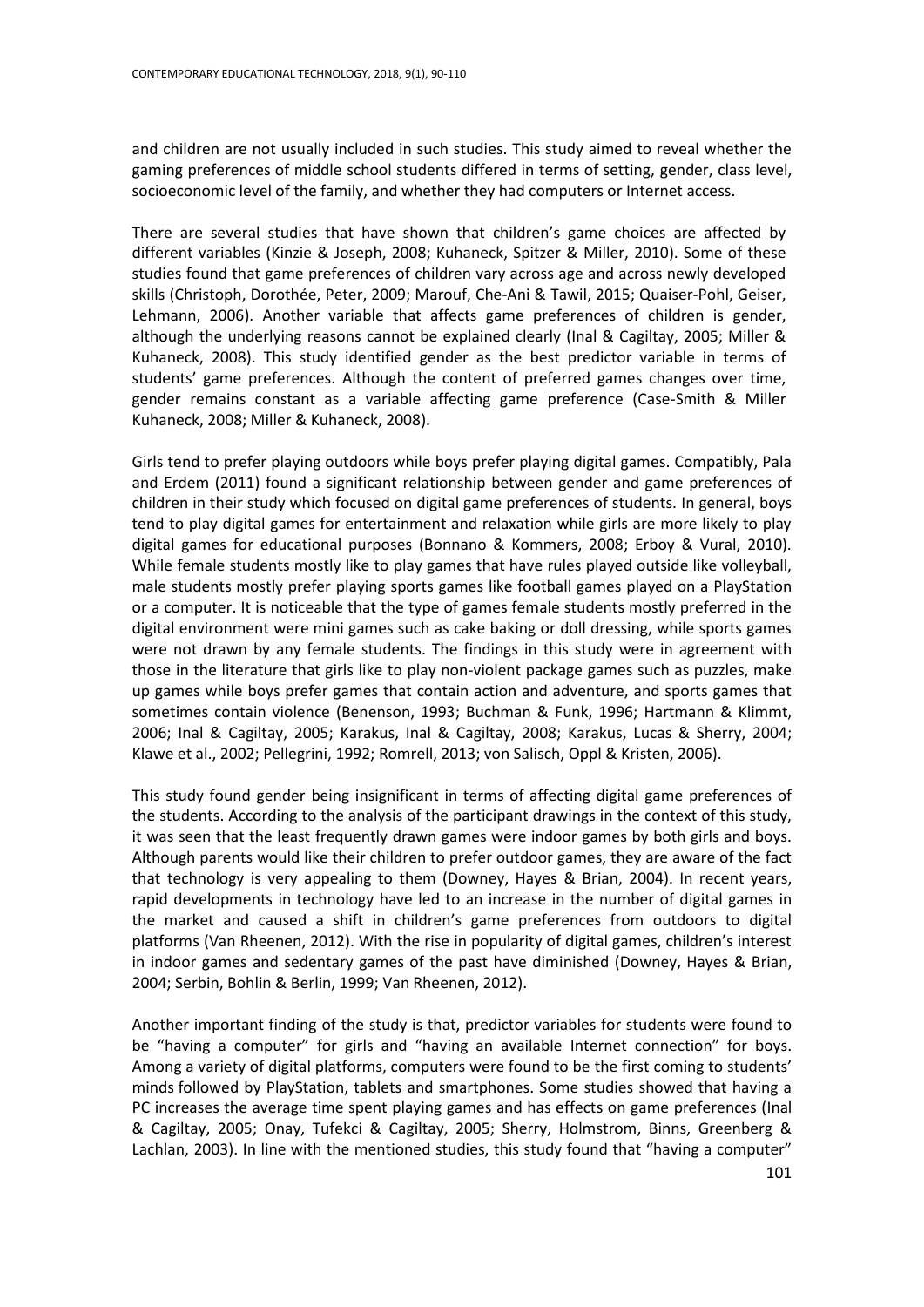and children are not usually included in such studies. This study aimed to reveal whether the gaming preferences of middle school students differed in terms of setting, gender, class level, socioeconomic level of the family, and whether they had computers or Internet access.

There are several studies that have shown that children's game choices are affected by different variables (Kinzie & Joseph, 2008; Kuhaneck, Spitzer & Miller, 2010). Some of these studies found that game preferences of children vary across age and across newly developed skills (Christoph, Dorothée, Peter, 2009; Marouf, Che-Ani & Tawil, 2015; Quaiser-Pohl, Geiser, Lehmann, 2006). Another variable that affects game preferences of children is gender, although the underlying reasons cannot be explained clearly (Inal & Cagiltay, 2005; Miller & Kuhaneck, 2008). This study identified gender as the best predictor variable in terms of students' game preferences. Although the content of preferred games changes over time, gender remains constant as a variable affecting game preference (Case-Smith & Miller Kuhaneck, 2008; Miller & Kuhaneck, 2008).

Girls tend to prefer playing outdoors while boys prefer playing digital games. Compatibly, Pala and Erdem (2011) found a significant relationship between gender and game preferences of children in their study which focused on digital game preferences of students. In general, boys tend to play digital games for entertainment and relaxation while girls are more likely to play digital games for educational purposes (Bonnano & Kommers, 2008; Erboy & Vural, 2010). While female students mostly like to play games that have rules played outside like volleyball, male students mostly prefer playing sports games like football games played on a PlayStation or a computer. It is noticeable that the type of games female students mostly preferred in the digital environment were mini games such as cake baking or doll dressing, while sports games were not drawn by any female students. The findings in this study were in agreement with those in the literature that girls like to play non-violent package games such as puzzles, make up games while boys prefer games that contain action and adventure, and sports games that sometimes contain violence (Benenson, 1993; Buchman & Funk, 1996; Hartmann & Klimmt, 2006; Inal & Cagiltay, 2005; Karakus, Inal & Cagiltay, 2008; Karakus, Lucas & Sherry, 2004; Klawe et al., 2002; Pellegrini, 1992; Romrell, 2013; von Salisch, Oppl & Kristen, 2006).

This study found gender being insignificant in terms of affecting digital game preferences of the students. According to the analysis of the participant drawings in the context of this study, it was seen that the least frequently drawn games were indoor games by both girls and boys. Although parents would like their children to prefer outdoor games, they are aware of the fact that technology is very appealing to them (Downey, Hayes & Brian, 2004). In recent years, rapid developments in technology have led to an increase in the number of digital games in the market and caused a shift in children's game preferences from outdoors to digital platforms (Van Rheenen, 2012). With the rise in popularity of digital games, children's interest in indoor games and sedentary games of the past have diminished (Downey, Hayes & Brian, 2004; Serbin, Bohlin & Berlin, 1999; Van Rheenen, 2012).

Another important finding of the study is that, predictor variables for students were found to be "having a computer" for girls and "having an available Internet connection" for boys. Among a variety of digital platforms, computers were found to be the first coming to students' minds followed by PlayStation, tablets and smartphones. Some studies showed that having a PC increases the average time spent playing games and has effects on game preferences (Inal & Cagiltay, 2005; Onay, Tufekci & Cagiltay, 2005; Sherry, Holmstrom, Binns, Greenberg & Lachlan, 2003). In line with the mentioned studies, this study found that "having a computer"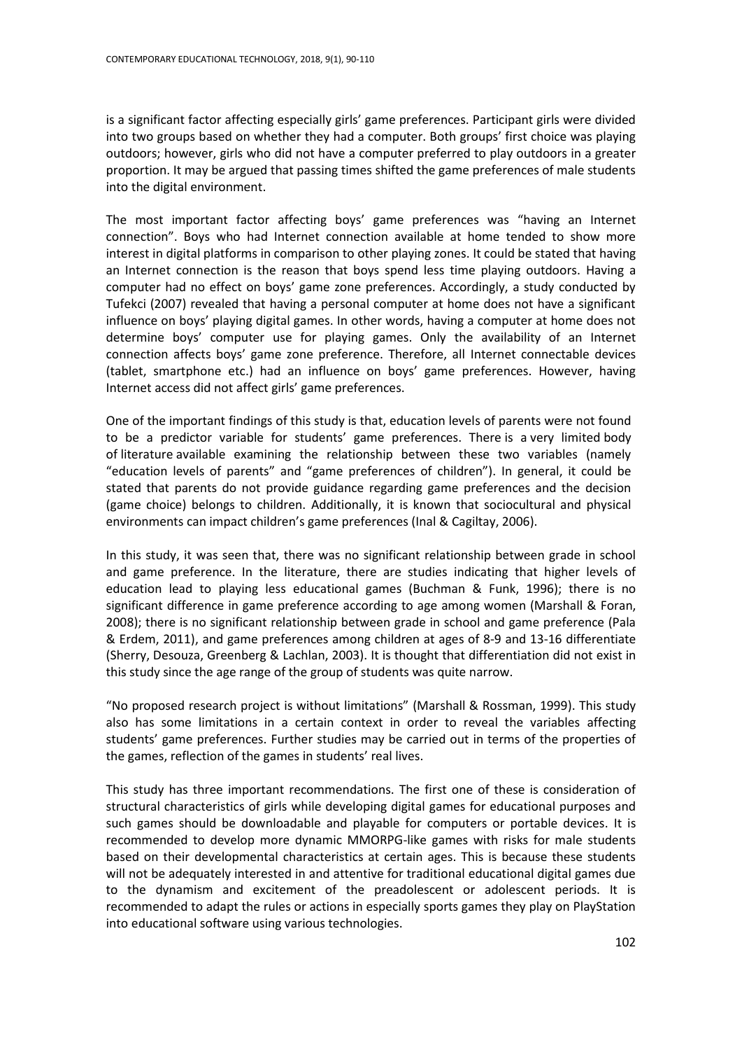is a significant factor affecting especially girls' game preferences. Participant girls were divided into two groups based on whether they had a computer. Both groups' first choice was playing outdoors; however, girls who did not have a computer preferred to play outdoors in a greater proportion. It may be argued that passing times shifted the game preferences of male students into the digital environment.

The most important factor affecting boys' game preferences was "having an Internet connection". Boys who had Internet connection available at home tended to show more interest in digital platforms in comparison to other playing zones. It could be stated that having an Internet connection is the reason that boys spend less time playing outdoors. Having a computer had no effect on boys' game zone preferences. Accordingly, a study conducted by Tufekci (2007) revealed that having a personal computer at home does not have a significant influence on boys' playing digital games. In other words, having a computer at home does not determine boys' computer use for playing games. Only the availability of an Internet connection affects boys' game zone preference. Therefore, all Internet connectable devices (tablet, smartphone etc.) had an influence on boys' game preferences. However, having Internet access did not affect girls' game preferences.

One of the important findings of this study is that, education levels of parents were not found to be a predictor variable for students' game preferences. There is a very limited body of literature available examining the relationship between these two variables (namely "education levels of parents" and "game preferences of children"). In general, it could be stated that parents do not provide guidance regarding game preferences and the decision (game choice) belongs to children. Additionally, it is known that sociocultural and physical environments can impact children's game preferences (Inal & Cagiltay, 2006).

In this study, it was seen that, there was no significant relationship between grade in school and game preference. In the literature, there are studies indicating that higher levels of education lead to playing less educational games (Buchman & Funk, 1996); there is no significant difference in game preference according to age among women (Marshall & Foran, 2008); there is no significant relationship between grade in school and game preference (Pala & Erdem, 2011), and game preferences among children at ages of 8-9 and 13-16 differentiate (Sherry, Desouza, Greenberg & Lachlan, 2003). It is thought that differentiation did not exist in this study since the age range of the group of students was quite narrow.

"No proposed research project is without limitations" (Marshall & Rossman, 1999). This study also has some limitations in a certain context in order to reveal the variables affecting students' game preferences. Further studies may be carried out in terms of the properties of the games, reflection of the games in students' real lives.

This study has three important recommendations. The first one of these is consideration of structural characteristics of girls while developing digital games for educational purposes and such games should be downloadable and playable for computers or portable devices. It is recommended to develop more dynamic MMORPG-like games with risks for male students based on their developmental characteristics at certain ages. This is because these students will not be adequately interested in and attentive for traditional educational digital games due to the dynamism and excitement of the preadolescent or adolescent periods. It is recommended to adapt the rules or actions in especially sports games they play on PlayStation into educational software using various technologies.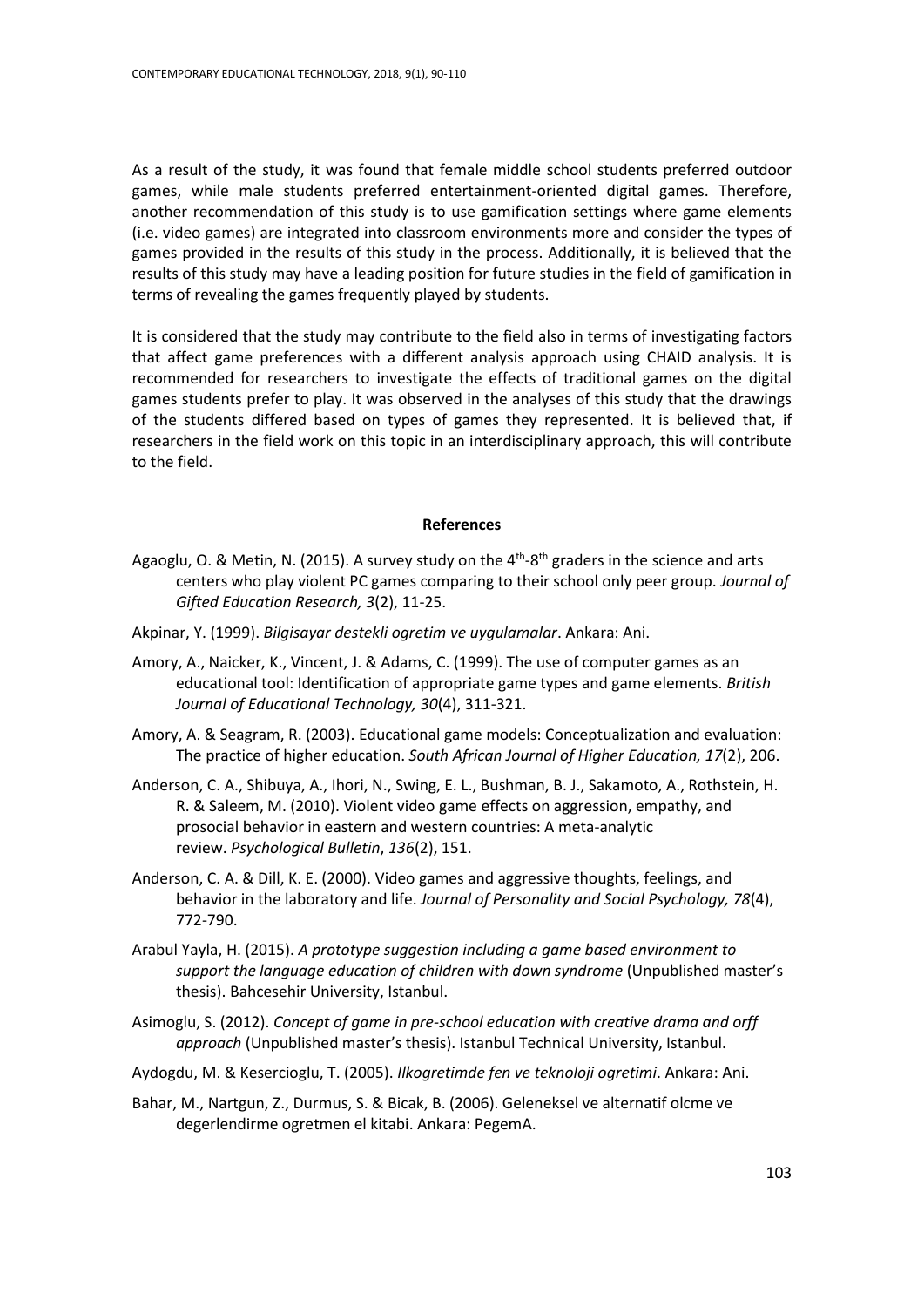As a result of the study, it was found that female middle school students preferred outdoor games, while male students preferred entertainment-oriented digital games. Therefore, another recommendation of this study is to use gamification settings where game elements (i.e. video games) are integrated into classroom environments more and consider the types of games provided in the results of this study in the process. Additionally, it is believed that the results of this study may have a leading position for future studies in the field of gamification in terms of revealing the games frequently played by students.

It is considered that the study may contribute to the field also in terms of investigating factors that affect game preferences with a different analysis approach using CHAID analysis. It is recommended for researchers to investigate the effects of traditional games on the digital games students prefer to play. It was observed in the analyses of this study that the drawings of the students differed based on types of games they represented. It is believed that, if researchers in the field work on this topic in an interdisciplinary approach, this will contribute to the field.

## References

Agaoglu, O. & Metin, N. (2015). A survey study on the 4th-8th graders in the science and arts centers who play violent PC games comparing to their school only peer group. *Journal of Gifted Education Research, 3*(2), 11-25.

Akpinar, Y. (1999). *Bilgisayar destekli ogretim ve uygulamalar*. Ankara: Ani.

Amory, A., Naicker, K., Vincent, J. & Adams, C. (1999). The use of computer games as an educational tool: Identification of appropriate game types and game elements. *British Journal of Educational Technology, 30*(4), 311-321.

Amory, A. & Seagram, R. (2003). Educational game models: Conceptualization and evaluation: The practice of higher education. *South African Journal of Higher Education, 17*(2), 206.

Anderson, C. A., Shibuya, A., Ihori, N., Swing, E. L., Bushman, B. J., Sakamoto, A., Rothstein, H. R. & Saleem, M. (2010). Violent video game effects on aggression, empathy, and prosocial behavior in eastern and western countries: A meta-analytic review. *Psychological Bulletin*, *136*(2), 151.

Anderson, C. A. & Dill, K. E. (2000). Video games and aggressive thoughts, feelings, and behavior in the laboratory and life. *Journal of Personality and Social Psychology, 78*(4), 772-790.

Arabul Yayla, H. (2015). *A prototype suggestion including a game based environment to support the language education of children with down syndrome* (Unpublished master's thesis). Bahcesehir University, Istanbul.

Asimoglu, S. (2012). *Concept of game in pre-school education with creative drama and orff approach* (Unpublished master's thesis). Istanbul Technical University, Istanbul.

Aydogdu, M. & Kesercioglu, T. (2005). *Ilkogretimde fen ve teknoloji ogretimi*. Ankara: Ani.

Bahar, M., Nartgun, Z., Durmus, S. & Bicak, B. (2006). Geleneksel ve alternatif olcme ve degerlendirme ogretmen el kitabi. Ankara: PegemA.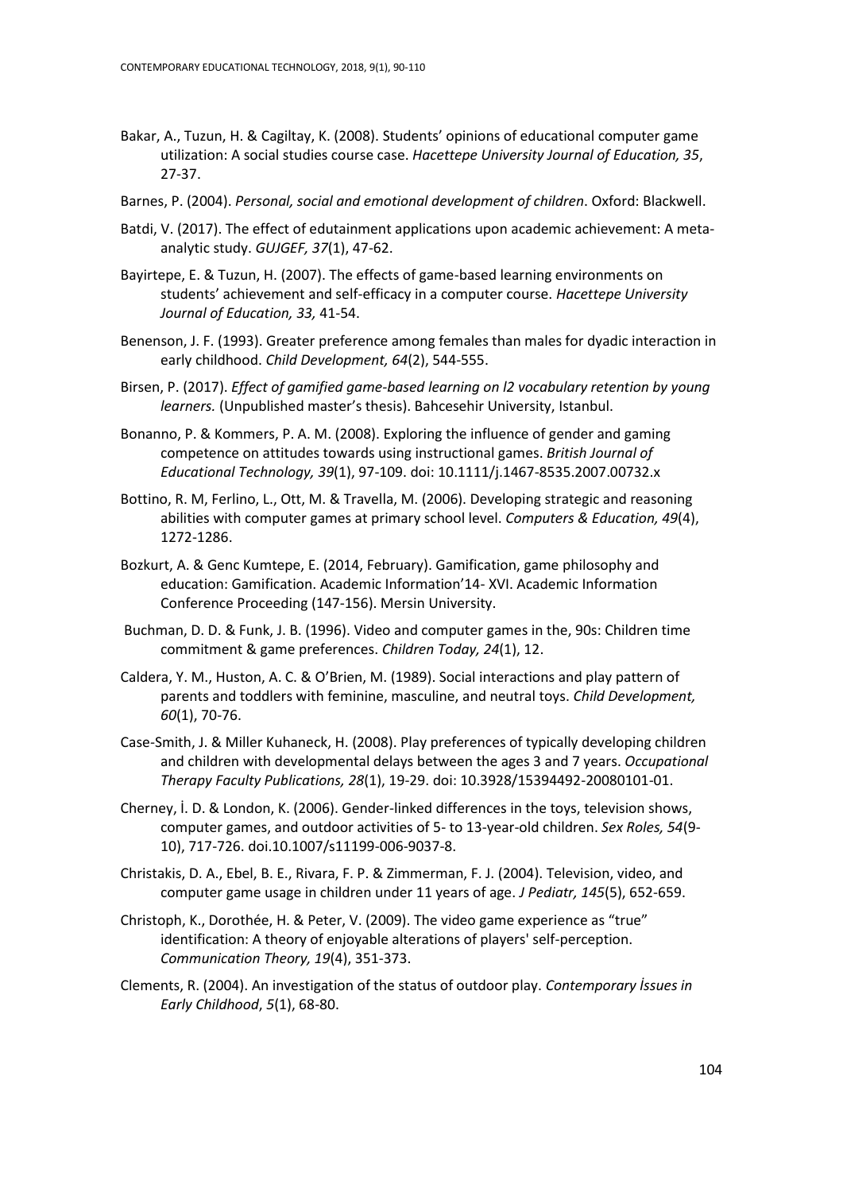Bakar, A., Tuzun, H. & Cagiltay, K. (2008). Students' opinions of educational computer game utilization: A social studies course case. *Hacettepe University Journal of Education, 35*, 27-37.

Barnes, P. (2004). *Personal, social and emotional development of children*. Oxford: Blackwell.

Batdi, V. (2017). The effect of edutainment applications upon academic achievement: A meta-analytic study. *GUJGEF, 37*(1), 47-62.

Bayirtepe, E. & Tuzun, H. (2007). The effects of game-based learning environments on students' achievement and self-efficacy in a computer course. *Hacettepe University Journal of Education, 33,* 41-54.

Benenson, J. F. (1993). Greater preference among females than males for dyadic interaction in early childhood. *Child Development, 64*(2), 544-555.

Birsen, P. (2017). *Effect of gamified game-based learning on l2 vocabulary retention by young learners.* (Unpublished master's thesis). Bahcesehir University, Istanbul.

Bonanno, P. & Kommers, P. A. M. (2008). Exploring the influence of gender and gaming competence on attitudes towards using instructional games. *British Journal of Educational Technology, 39*(1), 97-109. doi: 10.1111/j.1467-8535.2007.00732.x

Bottino, R. M, Ferlino, L., Ott, M. & Travella, M. (2006). Developing strategic and reasoning abilities with computer games at primary school level. *Computers & Education, 49*(4), 1272-1286.

Bozkurt, A. & Genc Kumtepe, E. (2014, February). Gamification, game philosophy and education: Gamification. Academic Information'14- XVI. Academic Information Conference Proceeding (147-156). Mersin University.

Buchman, D. D. & Funk, J. B. (1996). Video and computer games in the, 90s: Children time commitment & game preferences. *Children Today, 24*(1), 12.

Caldera, Y. M., Huston, A. C. & O'Brien, M. (1989). Social interactions and play pattern of parents and toddlers with feminine, masculine, and neutral toys. *Child Development, 60*(1), 70-76.

Case-Smith, J. & Miller Kuhaneck, H. (2008). Play preferences of typically developing children and children with developmental delays between the ages 3 and 7 years. *Occupational Therapy Faculty Publications, 28*(1), 19-29. doi: 10.3928/15394492-20080101-01.

Cherney, İ. D. & London, K. (2006). Gender-linked differences in the toys, television shows, computer games, and outdoor activities of 5- to 13-year-old children. *Sex Roles, 54*(9-10), 717-726. doi.10.1007/s11199-006-9037-8.

Christakis, D. A., Ebel, B. E., Rivara, F. P. & Zimmerman, F. J. (2004). Television, video, and computer game usage in children under 11 years of age. *J Pediatr, 145*(5), 652-659.

Christoph, K., Dorothée, H. & Peter, V. (2009). The video game experience as "true" identification: A theory of enjoyable alterations of players' self-perception. *Communication Theory, 19*(4), 351-373.

Clements, R. (2004). An investigation of the status of outdoor play. *Contemporary İssues in Early Childhood*, *5*(1), 68-80.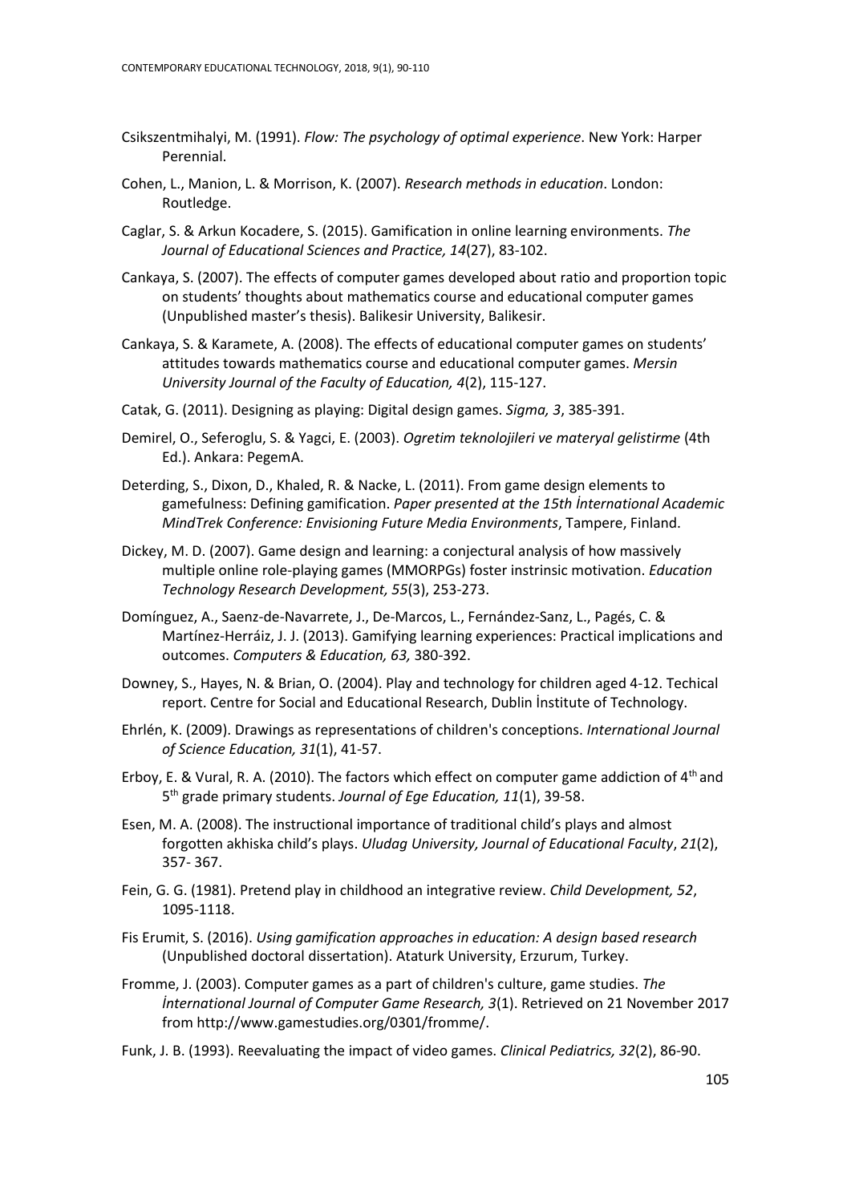Csikszentmihalyi, M. (1991). *Flow: The psychology of optimal experience*. New York: Harper Perennial.

Cohen, L., Manion, L. & Morrison, K. (2007). *Research methods in education*. London: Routledge.

Caglar, S. & Arkun Kocadere, S. (2015). Gamification in online learning environments. *The Journal of Educational Sciences and Practice, 14*(27), 83-102.

Cankaya, S. (2007). The effects of computer games developed about ratio and proportion topic on students' thoughts about mathematics course and educational computer games (Unpublished master's thesis). Balikesir University, Balikesir.

Cankaya, S. & Karamete, A. (2008). The effects of educational computer games on students' attitudes towards mathematics course and educational computer games. *Mersin University Journal of the Faculty of Education, 4*(2), 115-127.

Catak, G. (2011). Designing as playing: Digital design games. *Sigma, 3*, 385-391.

Demirel, O., Seferoglu, S. & Yagci, E. (2003). *Ogretim teknolojileri ve materyal gelistirme* (4th Ed.). Ankara: PegemA.

Deterding, S., Dixon, D., Khaled, R. & Nacke, L. (2011). From game design elements to gamefulness: Defining gamification. *Paper presented at the 15th İnternational Academic MindTrek Conference: Envisioning Future Media Environments*, Tampere, Finland.

Dickey, M. D. (2007). Game design and learning: a conjectural analysis of how massively multiple online role-playing games (MMORPGs) foster instrinsic motivation. *Education Technology Research Development, 55*(3), 253-273.

Domínguez, A., Saenz-de-Navarrete, J., De-Marcos, L., Fernández-Sanz, L., Pagés, C. & Martínez-Herráiz, J. J. (2013). Gamifying learning experiences: Practical implications and outcomes. *Computers & Education, 63,* 380-392.

Downey, S., Hayes, N. & Brian, O. (2004). Play and technology for children aged 4-12. Techical report. Centre for Social and Educational Research, Dublin İnstitute of Technology.

Ehrlén, K. (2009). Drawings as representations of children's conceptions. *International Journal of Science Education, 31*(1), 41-57.

Erboy, E. & Vural, R. A. (2010). The factors which effect on computer game addiction of 4th and 5th grade primary students. *Journal of Ege Education, 11*(1), 39-58.

Esen, M. A. (2008). The instructional importance of traditional child's plays and almost forgotten akhiska child's plays. *Uludag University, Journal of Educational Faculty*, *21*(2), 357- 367.

Fein, G. G. (1981). Pretend play in childhood an integrative review. *Child Development, 52*, 1095-1118.

Fis Erumit, S. (2016). *Using gamification approaches in education: A design based research* (Unpublished doctoral dissertation). Ataturk University, Erzurum, Turkey.

Fromme, J. (2003). Computer games as a part of children's culture, game studies. *The İnternational Journal of Computer Game Research, 3*(1). Retrieved on 21 November 2017 from http://www.gamestudies.org/0301/fromme/.

Funk, J. B. (1993). Reevaluating the impact of video games. *Clinical Pediatrics, 32*(2), 86-90.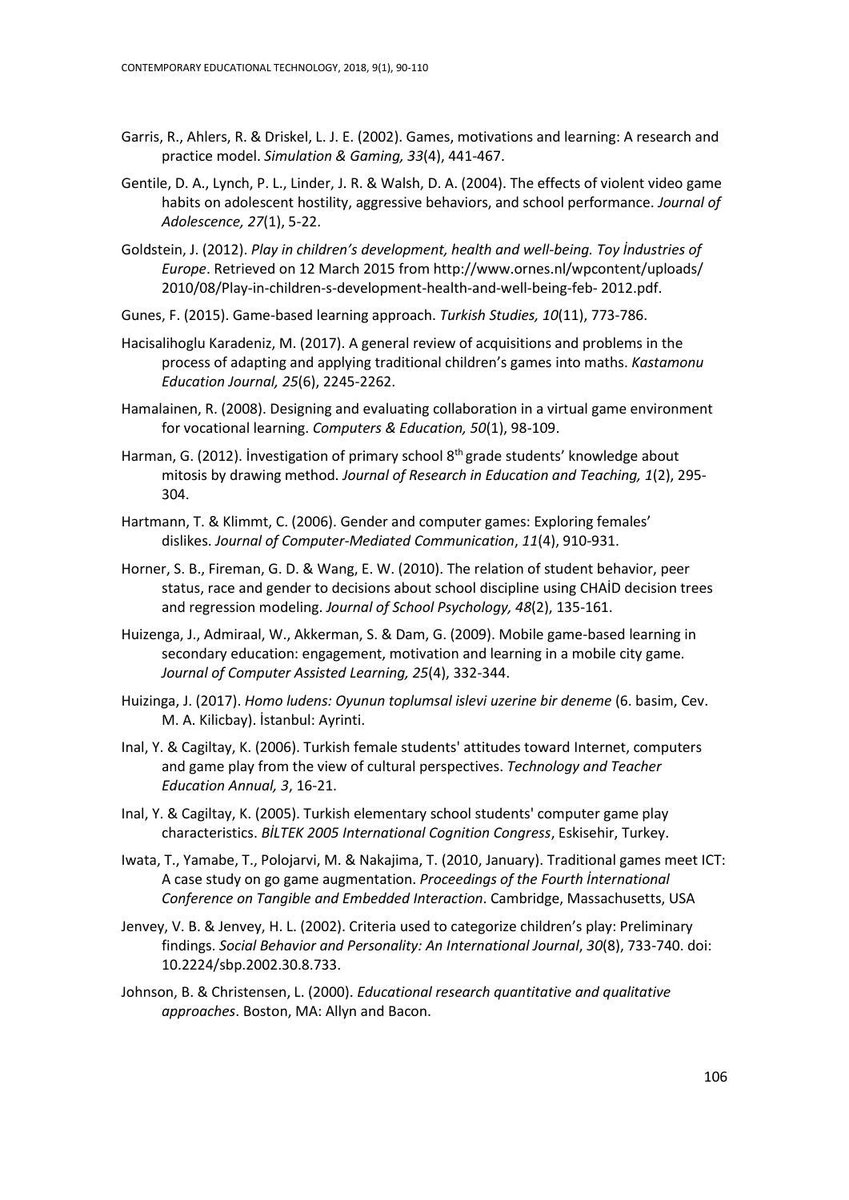Garris, R., Ahlers, R. & Driskel, L. J. E. (2002). Games, motivations and learning: A research and practice model. *Simulation & Gaming, 33*(4), 441-467.

Gentile, D. A., Lynch, P. L., Linder, J. R. & Walsh, D. A. (2004). The effects of violent video game habits on adolescent hostility, aggressive behaviors, and school performance. *Journal of Adolescence, 27*(1), 5-22.

Goldstein, J. (2012). *Play in children's development, health and well-being. Toy İndustries of Europe*. Retrieved on 12 March 2015 from http://www.ornes.nl/wpcontent/uploads/ 2010/08/Play-in-children-s-development-health-and-well-being-feb- 2012.pdf.

Gunes, F. (2015). Game-based learning approach. *Turkish Studies, 10*(11), 773-786.

Hacisalihoglu Karadeniz, M. (2017). A general review of acquisitions and problems in the process of adapting and applying traditional children's games into maths. *Kastamonu Education Journal, 25*(6), 2245-2262.

Hamalainen, R. (2008). Designing and evaluating collaboration in a virtual game environment for vocational learning. *Computers & Education, 50*(1), 98-109.

Harman, G. (2012). İnvestigation of primary school 8th grade students' knowledge about mitosis by drawing method. *Journal of Research in Education and Teaching, 1*(2), 295-304.

Hartmann, T. & Klimmt, C. (2006). Gender and computer games: Exploring females' dislikes. *Journal of Computer-Mediated Communication*, *11*(4), 910-931.

Horner, S. B., Fireman, G. D. & Wang, E. W. (2010). The relation of student behavior, peer status, race and gender to decisions about school discipline using CHAİD decision trees and regression modeling. *Journal of School Psychology, 48*(2), 135-161.

Huizenga, J., Admiraal, W., Akkerman, S. & Dam, G. (2009). Mobile game-based learning in secondary education: engagement, motivation and learning in a mobile city game. *Journal of Computer Assisted Learning, 25*(4), 332-344.

Huizinga, J. (2017). *Homo ludens: Oyunun toplumsal islevi uzerine bir deneme* (6. basim, Cev. M. A. Kilicbay). İstanbul: Ayrinti.

Inal, Y. & Cagiltay, K. (2006). Turkish female students' attitudes toward Internet, computers and game play from the view of cultural perspectives. *Technology and Teacher Education Annual, 3*, 16-21.

Inal, Y. & Cagiltay, K. (2005). Turkish elementary school students' computer game play characteristics. *BİLTEK 2005 International Cognition Congress*, Eskisehir, Turkey.

Iwata, T., Yamabe, T., Polojarvi, M. & Nakajima, T. (2010, January). Traditional games meet ICT: A case study on go game augmentation. *Proceedings of the Fourth İnternational Conference on Tangible and Embedded Interaction*. Cambridge, Massachusetts, USA

Jenvey, V. B. & Jenvey, H. L. (2002). Criteria used to categorize children's play: Preliminary findings. *Social Behavior and Personality: An International Journal*, *30*(8), 733-740. doi: 10.2224/sbp.2002.30.8.733.

Johnson, B. & Christensen, L. (2000). *Educational research quantitative and qualitative approaches*. Boston, MA: Allyn and Bacon.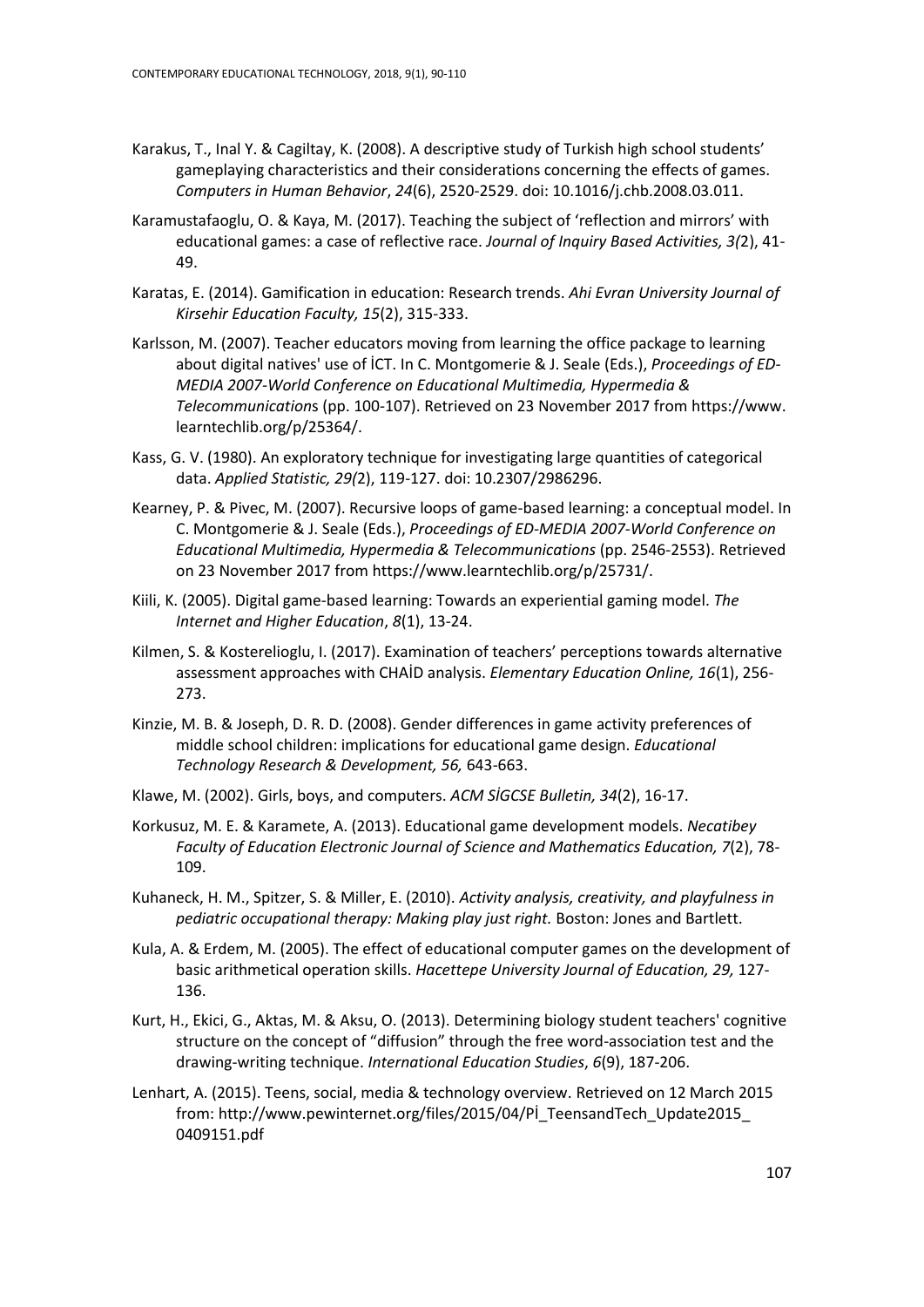Karakus, T., Inal Y. & Cagiltay, K. (2008). A descriptive study of Turkish high school students' gameplaying characteristics and their considerations concerning the effects of games. *Computers in Human Behavior*, *24*(6), 2520-2529. doi: 10.1016/j.chb.2008.03.011.

Karamustafaoglu, O. & Kaya, M. (2017). Teaching the subject of 'reflection and mirrors' with educational games: a case of reflective race. *Journal of Inquiry Based Activities, 3(*2), 41-49.

Karatas, E. (2014). Gamification in education: Research trends. *Ahi Evran University Journal of Kirsehir Education Faculty, 15*(2), 315-333.

Karlsson, M. (2007). Teacher educators moving from learning the office package to learning about digital natives' use of İCT. In C. Montgomerie & J. Seale (Eds.), *Proceedings of ED-MEDIA 2007-World Conference on Educational Multimedia, Hypermedia & Telecommunication*s (pp. 100-107). Retrieved on 23 November 2017 from https://www.learntechlib.org/p/25364/.

Kass, G. V. (1980). An exploratory technique for investigating large quantities of categorical data. *Applied Statistic, 29(*2), 119-127. doi: 10.2307/2986296.

Kearney, P. & Pivec, M. (2007). Recursive loops of game-based learning: a conceptual model. In C. Montgomerie & J. Seale (Eds.), *Proceedings of ED-MEDIA 2007-World Conference on Educational Multimedia, Hypermedia & Telecommunications* (pp. 2546-2553). Retrieved on 23 November 2017 from https://www.learntechlib.org/p/25731/.

Kiili, K. (2005). Digital game-based learning: Towards an experiential gaming model. *The Internet and Higher Education*, *8*(1), 13-24.

Kilmen, S. & Kosterelioglu, I. (2017). Examination of teachers' perceptions towards alternative assessment approaches with CHAİD analysis. *Elementary Education Online, 16*(1), 256-273.

Kinzie, M. B. & Joseph, D. R. D. (2008). Gender differences in game activity preferences of middle school children: implications for educational game design. *Educational Technology Research & Development, 56,* 643-663.

Klawe, M. (2002). Girls, boys, and computers. *ACM SİGCSE Bulletin, 34*(2), 16-17.

Korkusuz, M. E. & Karamete, A. (2013). Educational game development models. *Necatibey Faculty of Education Electronic Journal of Science and Mathematics Education, 7*(2), 78-109.

Kuhaneck, H. M., Spitzer, S. & Miller, E. (2010). *Activity analysis, creativity, and playfulness in pediatric occupational therapy: Making play just right.* Boston: Jones and Bartlett.

Kula, A. & Erdem, M. (2005). The effect of educational computer games on the development of basic arithmetical operation skills. *Hacettepe University Journal of Education, 29,* 127-136.

Kurt, H., Ekici, G., Aktas, M. & Aksu, O. (2013). Determining biology student teachers' cognitive structure on the concept of "diffusion" through the free word-association test and the drawing-writing technique. *International Education Studies*, *6*(9), 187-206.

Lenhart, A. (2015). Teens, social, media & technology overview. Retrieved on 12 March 2015 from: http://www.pewinternet.org/files/2015/04/Pİ_TeensandTech_Update2015_0409151.pdf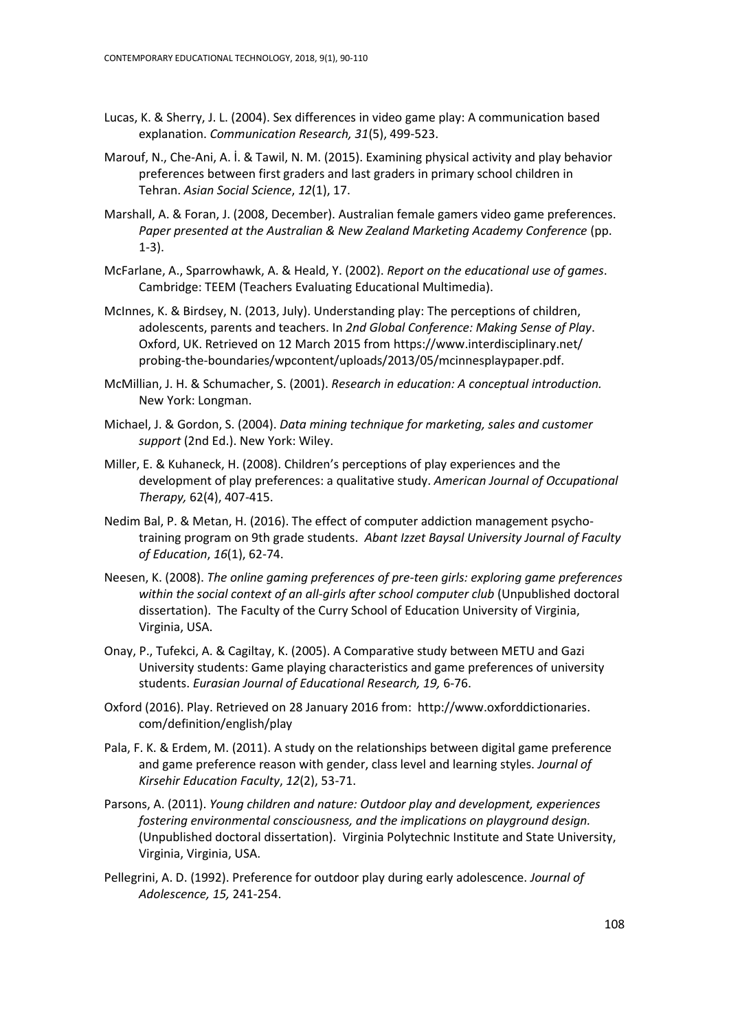Lucas, K. & Sherry, J. L. (2004). Sex differences in video game play: A communication based explanation. *Communication Research, 31*(5), 499-523.

Marouf, N., Che-Ani, A. İ. & Tawil, N. M. (2015). Examining physical activity and play behavior preferences between first graders and last graders in primary school children in Tehran. *Asian Social Science*, *12*(1), 17.

Marshall, A. & Foran, J. (2008, December). Australian female gamers video game preferences. *Paper presented at the Australian & New Zealand Marketing Academy Conference* (pp. 1-3).

McFarlane, A., Sparrowhawk, A. & Heald, Y. (2002). *Report on the educational use of games*. Cambridge: TEEM (Teachers Evaluating Educational Multimedia).

McInnes, K. & Birdsey, N. (2013, July). Understanding play: The perceptions of children, adolescents, parents and teachers. In *2nd Global Conference: Making Sense of Play*. Oxford, UK. Retrieved on 12 March 2015 from https://www.interdisciplinary.net/probing-the-boundaries/wpcontent/uploads/2013/05/mcinnesplaypaper.pdf.

McMillian, J. H. & Schumacher, S. (2001). *Research in education: A conceptual introduction.* New York: Longman.

Michael, J. & Gordon, S. (2004). *Data mining technique for marketing, sales and customer support* (2nd Ed.). New York: Wiley.

Miller, E. & Kuhaneck, H. (2008). Children's perceptions of play experiences and the development of play preferences: a qualitative study. *American Journal of Occupational Therapy,* 62(4), 407-415.

Nedim Bal, P. & Metan, H. (2016). The effect of computer addiction management psycho-training program on 9th grade students. *Abant Izzet Baysal University Journal of Faculty of Education*, *16*(1), 62-74.

Neesen, K. (2008). *The online gaming preferences of pre-teen girls: exploring game preferences within the social context of an all-girls after school computer club* (Unpublished doctoral dissertation). The Faculty of the Curry School of Education University of Virginia, Virginia, USA.

Onay, P., Tufekci, A. & Cagiltay, K. (2005). A Comparative study between METU and Gazi University students: Game playing characteristics and game preferences of university students. *Eurasian Journal of Educational Research, 19,* 6-76.

Oxford (2016). Play. Retrieved on 28 January 2016 from: http://www.oxforddictionaries.com/definition/english/play

Pala, F. K. & Erdem, M. (2011). A study on the relationships between digital game preference and game preference reason with gender, class level and learning styles. *Journal of Kirsehir Education Faculty*, *12*(2), 53-71.

Parsons, A. (2011). *Young children and nature: Outdoor play and development, experiences fostering environmental consciousness, and the implications on playground design.* (Unpublished doctoral dissertation). Virginia Polytechnic Institute and State University, Virginia, Virginia, USA.

Pellegrini, A. D. (1992). Preference for outdoor play during early adolescence. *Journal of Adolescence, 15,* 241-254.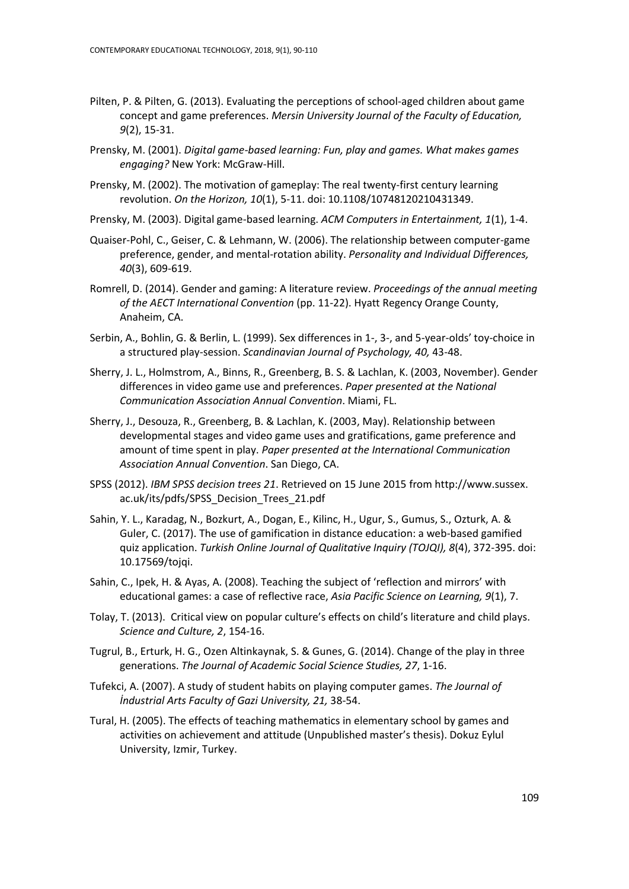Pilten, P. & Pilten, G. (2013). Evaluating the perceptions of school-aged children about game concept and game preferences. *Mersin University Journal of the Faculty of Education, 9*(2), 15-31.

Prensky, M. (2001). *Digital game-based learning: Fun, play and games. What makes games engaging?* New York: McGraw-Hill.

Prensky, M. (2002). The motivation of gameplay: The real twenty-first century learning revolution. *On the Horizon, 10*(1), 5-11. doi: 10.1108/10748120210431349.

Prensky, M. (2003). Digital game-based learning. *ACM Computers in Entertainment, 1*(1), 1-4.

Quaiser-Pohl, C., Geiser, C. & Lehmann, W. (2006). The relationship between computer-game preference, gender, and mental-rotation ability. *Personality and Individual Differences, 40*(3), 609-619.

Romrell, D. (2014). Gender and gaming: A literature review. *Proceedings of the annual meeting of the AECT International Convention* (pp. 11-22). Hyatt Regency Orange County, Anaheim, CA.

Serbin, A., Bohlin, G. & Berlin, L. (1999). Sex differences in 1-, 3-, and 5-year-olds' toy-choice in a structured play-session. *Scandinavian Journal of Psychology, 40,* 43-48.

Sherry, J. L., Holmstrom, A., Binns, R., Greenberg, B. S. & Lachlan, K. (2003, November). Gender differences in video game use and preferences. *Paper presented at the National Communication Association Annual Convention*. Miami, FL.

Sherry, J., Desouza, R., Greenberg, B. & Lachlan, K. (2003, May). Relationship between developmental stages and video game uses and gratifications, game preference and amount of time spent in play. *Paper presented at the International Communication Association Annual Convention*. San Diego, CA.

SPSS (2012). *IBM SPSS decision trees 21*. Retrieved on 15 June 2015 from http://www.sussex.ac.uk/its/pdfs/SPSS_Decision_Trees_21.pdf

Sahin, Y. L., Karadag, N., Bozkurt, A., Dogan, E., Kilinc, H., Ugur, S., Gumus, S., Ozturk, A. & Guler, C. (2017). The use of gamification in distance education: a web-based gamified quiz application. *Turkish Online Journal of Qualitative Inquiry (TOJQI), 8*(4), 372-395. doi: 10.17569/tojqi.

Sahin, C., Ipek, H. & Ayas, A. (2008). Teaching the subject of 'reflection and mirrors' with educational games: a case of reflective race, *Asia Pacific Science on Learning, 9*(1), 7.

Tolay, T. (2013). Critical view on popular culture's effects on child's literature and child plays. *Science and Culture, 2*, 154-16.

Tugrul, B., Erturk, H. G., Ozen Altinkaynak, S. & Gunes, G. (2014). Change of the play in three generations. *The Journal of Academic Social Science Studies, 27*, 1-16.

Tufekci, A. (2007). A study of student habits on playing computer games. *The Journal of İndustrial Arts Faculty of Gazi University, 21,* 38-54.

Tural, H. (2005). The effects of teaching mathematics in elementary school by games and activities on achievement and attitude (Unpublished master's thesis). Dokuz Eylul University, Izmir, Turkey.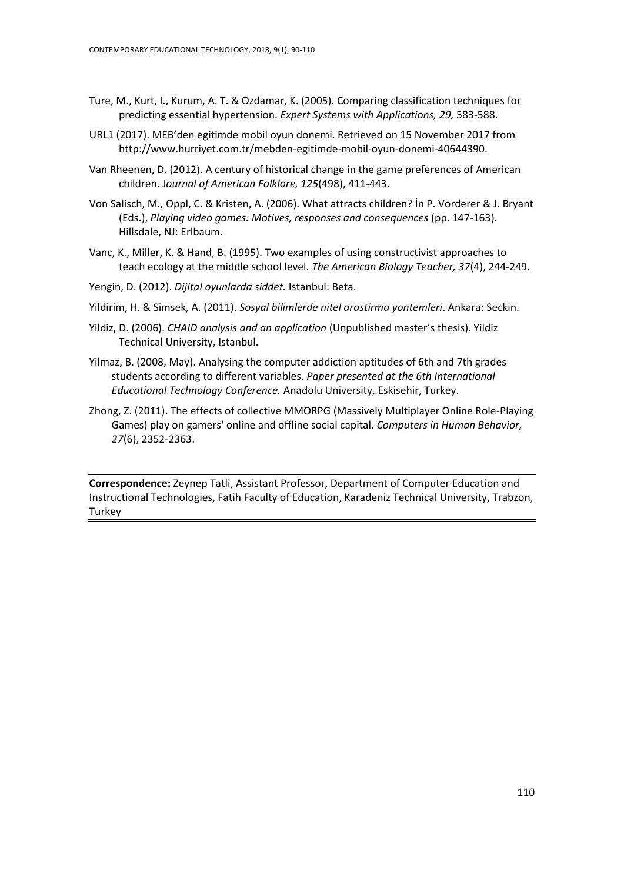Ture, M., Kurt, I., Kurum, A. T. & Ozdamar, K. (2005). Comparing classification techniques for predicting essential hypertension. *Expert Systems with Applications, 29,* 583-588.

URL1 (2017). MEB'den egitimde mobil oyun donemi. Retrieved on 15 November 2017 from http://www.hurriyet.com.tr/mebden-egitimde-mobil-oyun-donemi-40644390.

Van Rheenen, D. (2012). A century of historical change in the game preferences of American children. *Journal of American Folklore, 125*(498), 411-443.

Von Salisch, M., Oppl, C. & Kristen, A. (2006). What attracts children? İn P. Vorderer & J. Bryant (Eds.), *Playing video games: Motives, responses and consequences* (pp. 147-163). Hillsdale, NJ: Erlbaum.

Vanc, K., Miller, K. & Hand, B. (1995). Two examples of using constructivist approaches to teach ecology at the middle school level. *The American Biology Teacher, 37*(4), 244-249.

Yengin, D. (2012). *Dijital oyunlarda siddet.* Istanbul: Beta.

Yildirim, H. & Simsek, A. (2011). *Sosyal bilimlerde nitel arastirma yontemleri*. Ankara: Seckin.

Yildiz, D. (2006). *CHAID analysis and an application* (Unpublished master's thesis). Yildiz Technical University, Istanbul.

Yilmaz, B. (2008, May). Analysing the computer addiction aptitudes of 6th and 7th grades students according to different variables. *Paper presented at the 6th International Educational Technology Conference.* Anadolu University, Eskisehir, Turkey.

Zhong, Z. (2011). The effects of collective MMORPG (Massively Multiplayer Online Role-Playing Games) play on gamers' online and offline social capital. *Computers in Human Behavior, 27*(6), 2352-2363.

---

**Correspondence:** Zeynep Tatli, Assistant Professor, Department of Computer Education and Instructional Technologies, Fatih Faculty of Education, Karadeniz Technical University, Trabzon, Turkey